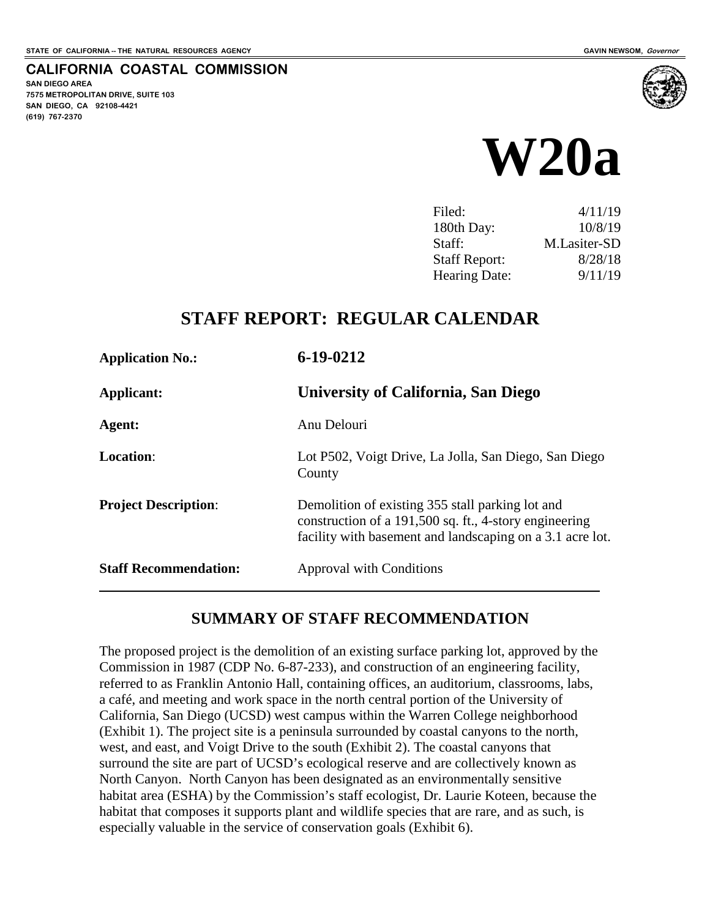STATE OF CALIFORNIA -- THE NATURAL RESOURCES AGENCY GAVIN NEWSOM, *Governor*

**CALIFORNIA COASTAL COMMISSION**
**SAN DIEGO AREA**
**7575 METROPOLITAN DRIVE, SUITE 103**
**SAN DIEGO, CA 92108-4421**
**(619) 767-2370**

# W20a

| | |
|---|---|
| Filed: | 4/11/19 |
| 180th Day: | 10/8/19 |
| Staff: | M.Lasiter-SD |
| Staff Report: | 8/28/18 |
| Hearing Date: | 9/11/19 |

## STAFF REPORT: REGULAR CALENDAR

| | |
|---|---|
| **Application No.:** | **6-19-0212** |
| **Applicant:** | **University of California, San Diego** |
| **Agent:** | Anu Delouri |
| **Location**: | Lot P502, Voigt Drive, La Jolla, San Diego, San Diego County |
| **Project Description**: | Demolition of existing 355 stall parking lot and construction of a 191,500 sq. ft., 4-story engineering facility with basement and landscaping on a 3.1 acre lot. |
| **Staff Recommendation:** | Approval with Conditions |

## SUMMARY OF STAFF RECOMMENDATION

The proposed project is the demolition of an existing surface parking lot, approved by the Commission in 1987 (CDP No. 6-87-233), and construction of an engineering facility, referred to as Franklin Antonio Hall, containing offices, an auditorium, classrooms, labs, a café, and meeting and work space in the north central portion of the University of California, San Diego (UCSD) west campus within the Warren College neighborhood (Exhibit 1). The project site is a peninsula surrounded by coastal canyons to the north, west, and east, and Voigt Drive to the south (Exhibit 2). The coastal canyons that surround the site are part of UCSD's ecological reserve and are collectively known as North Canyon. North Canyon has been designated as an environmentally sensitive habitat area (ESHA) by the Commission's staff ecologist, Dr. Laurie Koteen, because the habitat that composes it supports plant and wildlife species that are rare, and as such, is especially valuable in the service of conservation goals (Exhibit 6).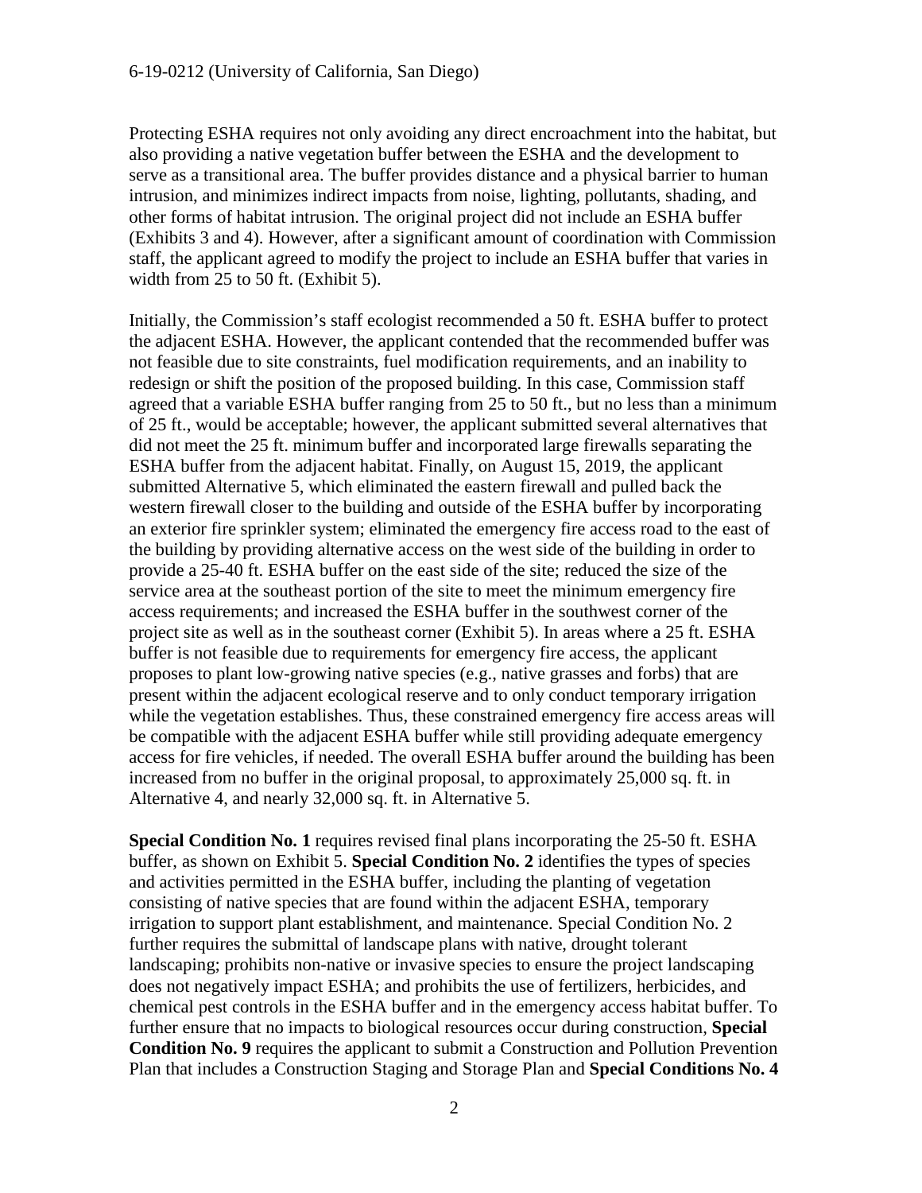Protecting ESHA requires not only avoiding any direct encroachment into the habitat, but also providing a native vegetation buffer between the ESHA and the development to serve as a transitional area. The buffer provides distance and a physical barrier to human intrusion, and minimizes indirect impacts from noise, lighting, pollutants, shading, and other forms of habitat intrusion. The original project did not include an ESHA buffer (Exhibits 3 and 4). However, after a significant amount of coordination with Commission staff, the applicant agreed to modify the project to include an ESHA buffer that varies in width from 25 to 50 ft. (Exhibit 5).

Initially, the Commission's staff ecologist recommended a 50 ft. ESHA buffer to protect the adjacent ESHA. However, the applicant contended that the recommended buffer was not feasible due to site constraints, fuel modification requirements, and an inability to redesign or shift the position of the proposed building. In this case, Commission staff agreed that a variable ESHA buffer ranging from 25 to 50 ft., but no less than a minimum of 25 ft., would be acceptable; however, the applicant submitted several alternatives that did not meet the 25 ft. minimum buffer and incorporated large firewalls separating the ESHA buffer from the adjacent habitat. Finally, on August 15, 2019, the applicant submitted Alternative 5, which eliminated the eastern firewall and pulled back the western firewall closer to the building and outside of the ESHA buffer by incorporating an exterior fire sprinkler system; eliminated the emergency fire access road to the east of the building by providing alternative access on the west side of the building in order to provide a 25-40 ft. ESHA buffer on the east side of the site; reduced the size of the service area at the southeast portion of the site to meet the minimum emergency fire access requirements; and increased the ESHA buffer in the southwest corner of the project site as well as in the southeast corner (Exhibit 5). In areas where a 25 ft. ESHA buffer is not feasible due to requirements for emergency fire access, the applicant proposes to plant low-growing native species (e.g., native grasses and forbs) that are present within the adjacent ecological reserve and to only conduct temporary irrigation while the vegetation establishes. Thus, these constrained emergency fire access areas will be compatible with the adjacent ESHA buffer while still providing adequate emergency access for fire vehicles, if needed. The overall ESHA buffer around the building has been increased from no buffer in the original proposal, to approximately 25,000 sq. ft. in Alternative 4, and nearly 32,000 sq. ft. in Alternative 5.

**Special Condition No. 1** requires revised final plans incorporating the 25-50 ft. ESHA buffer, as shown on Exhibit 5. **Special Condition No. 2** identifies the types of species and activities permitted in the ESHA buffer, including the planting of vegetation consisting of native species that are found within the adjacent ESHA, temporary irrigation to support plant establishment, and maintenance. Special Condition No. 2 further requires the submittal of landscape plans with native, drought tolerant landscaping; prohibits non-native or invasive species to ensure the project landscaping does not negatively impact ESHA; and prohibits the use of fertilizers, herbicides, and chemical pest controls in the ESHA buffer and in the emergency access habitat buffer. To further ensure that no impacts to biological resources occur during construction, **Special Condition No. 9** requires the applicant to submit a Construction and Pollution Prevention Plan that includes a Construction Staging and Storage Plan and **Special Conditions No. 4**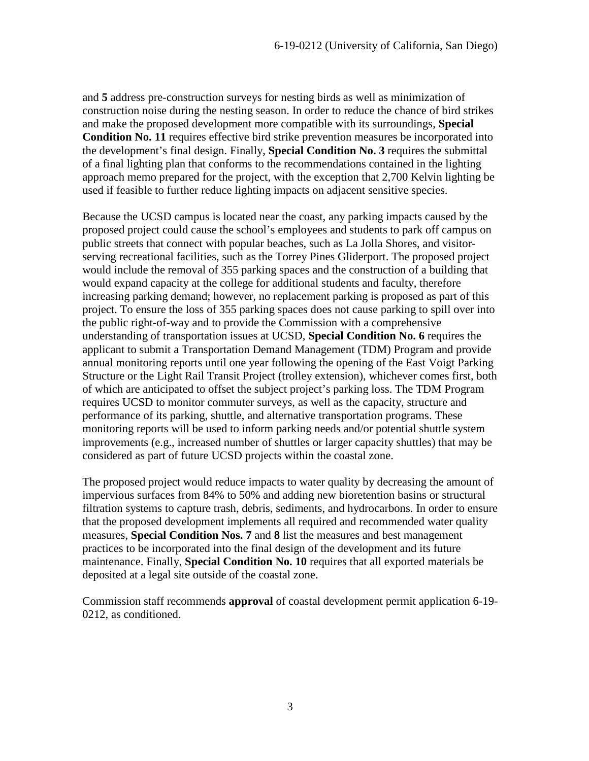and **5** address pre-construction surveys for nesting birds as well as minimization of construction noise during the nesting season. In order to reduce the chance of bird strikes and make the proposed development more compatible with its surroundings, **Special Condition No. 11** requires effective bird strike prevention measures be incorporated into the development's final design. Finally, **Special Condition No. 3** requires the submittal of a final lighting plan that conforms to the recommendations contained in the lighting approach memo prepared for the project, with the exception that 2,700 Kelvin lighting be used if feasible to further reduce lighting impacts on adjacent sensitive species.

Because the UCSD campus is located near the coast, any parking impacts caused by the proposed project could cause the school's employees and students to park off campus on public streets that connect with popular beaches, such as La Jolla Shores, and visitor-serving recreational facilities, such as the Torrey Pines Gliderport. The proposed project would include the removal of 355 parking spaces and the construction of a building that would expand capacity at the college for additional students and faculty, therefore increasing parking demand; however, no replacement parking is proposed as part of this project. To ensure the loss of 355 parking spaces does not cause parking to spill over into the public right-of-way and to provide the Commission with a comprehensive understanding of transportation issues at UCSD, **Special Condition No. 6** requires the applicant to submit a Transportation Demand Management (TDM) Program and provide annual monitoring reports until one year following the opening of the East Voigt Parking Structure or the Light Rail Transit Project (trolley extension), whichever comes first, both of which are anticipated to offset the subject project's parking loss. The TDM Program requires UCSD to monitor commuter surveys, as well as the capacity, structure and performance of its parking, shuttle, and alternative transportation programs. These monitoring reports will be used to inform parking needs and/or potential shuttle system improvements (e.g., increased number of shuttles or larger capacity shuttles) that may be considered as part of future UCSD projects within the coastal zone.

The proposed project would reduce impacts to water quality by decreasing the amount of impervious surfaces from 84% to 50% and adding new bioretention basins or structural filtration systems to capture trash, debris, sediments, and hydrocarbons. In order to ensure that the proposed development implements all required and recommended water quality measures, **Special Condition Nos. 7** and **8** list the measures and best management practices to be incorporated into the final design of the development and its future maintenance. Finally, **Special Condition No. 10** requires that all exported materials be deposited at a legal site outside of the coastal zone.

Commission staff recommends **approval** of coastal development permit application 6-19-0212, as conditioned.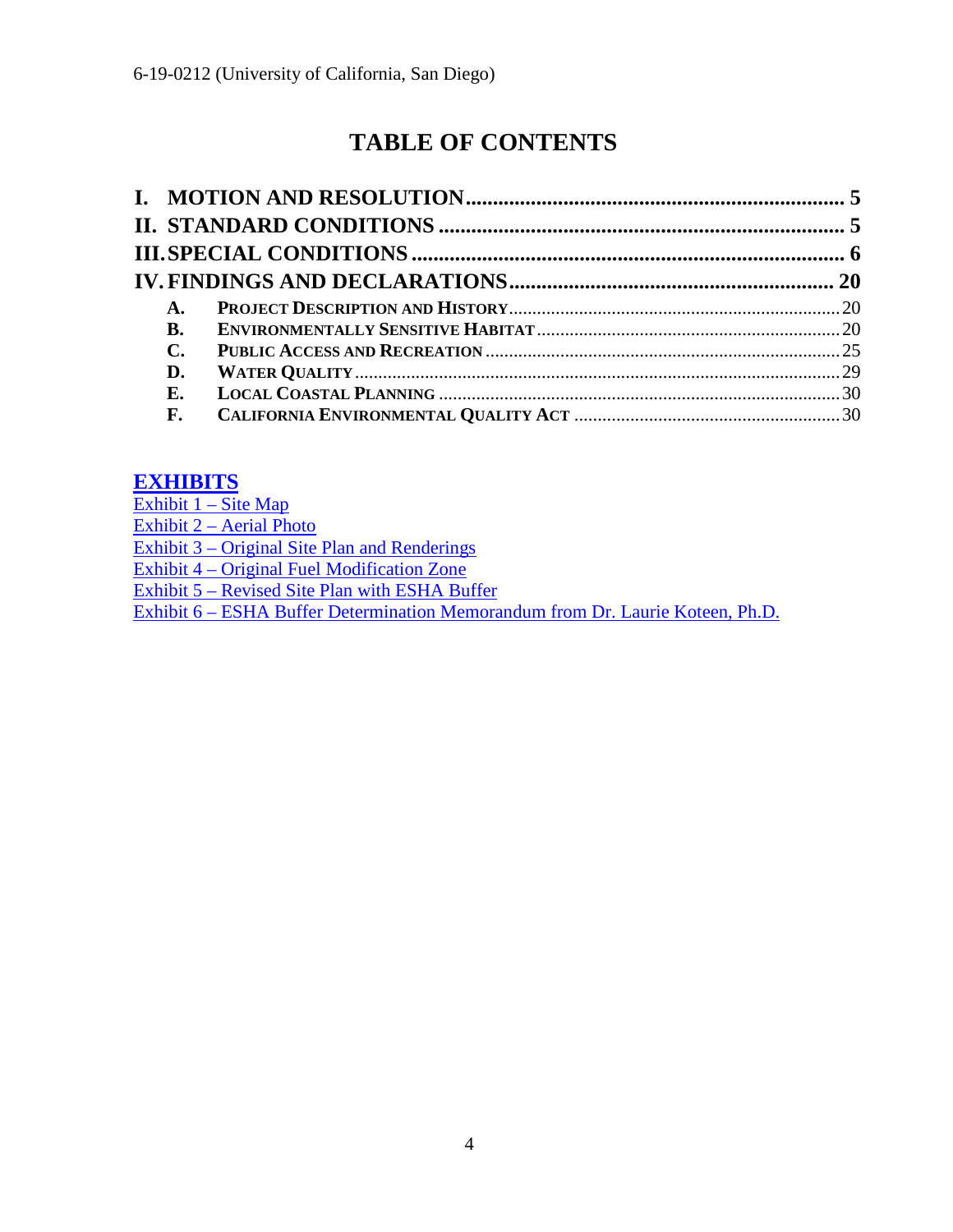# TABLE OF CONTENTS

**I. MOTION AND RESOLUTION** ..................................................................... 5
**II. STANDARD CONDITIONS** ........................................................................ 5
**III. SPECIAL CONDITIONS** ............................................................................ 6
**IV. FINDINGS AND DECLARATIONS** ......................................................... 20

- **A. PROJECT DESCRIPTION AND HISTORY** ..................................................................... 20
- **B. ENVIRONMENTALLY SENSITIVE HABITAT** ............................................................... 20
- **C. PUBLIC ACCESS AND RECREATION** ......................................................................... 25
- **D. WATER QUALITY** ...................................................................................................... 29
- **E. LOCAL COASTAL PLANNING** .................................................................................... 30
- **F. CALIFORNIA ENVIRONMENTAL QUALITY ACT** ........................................................ 30

**EXHIBITS**

Exhibit 1 – Site Map
Exhibit 2 – Aerial Photo
Exhibit 3 – Original Site Plan and Renderings
Exhibit 4 – Original Fuel Modification Zone
Exhibit 5 – Revised Site Plan with ESHA Buffer
Exhibit 6 – ESHA Buffer Determination Memorandum from Dr. Laurie Koteen, Ph.D.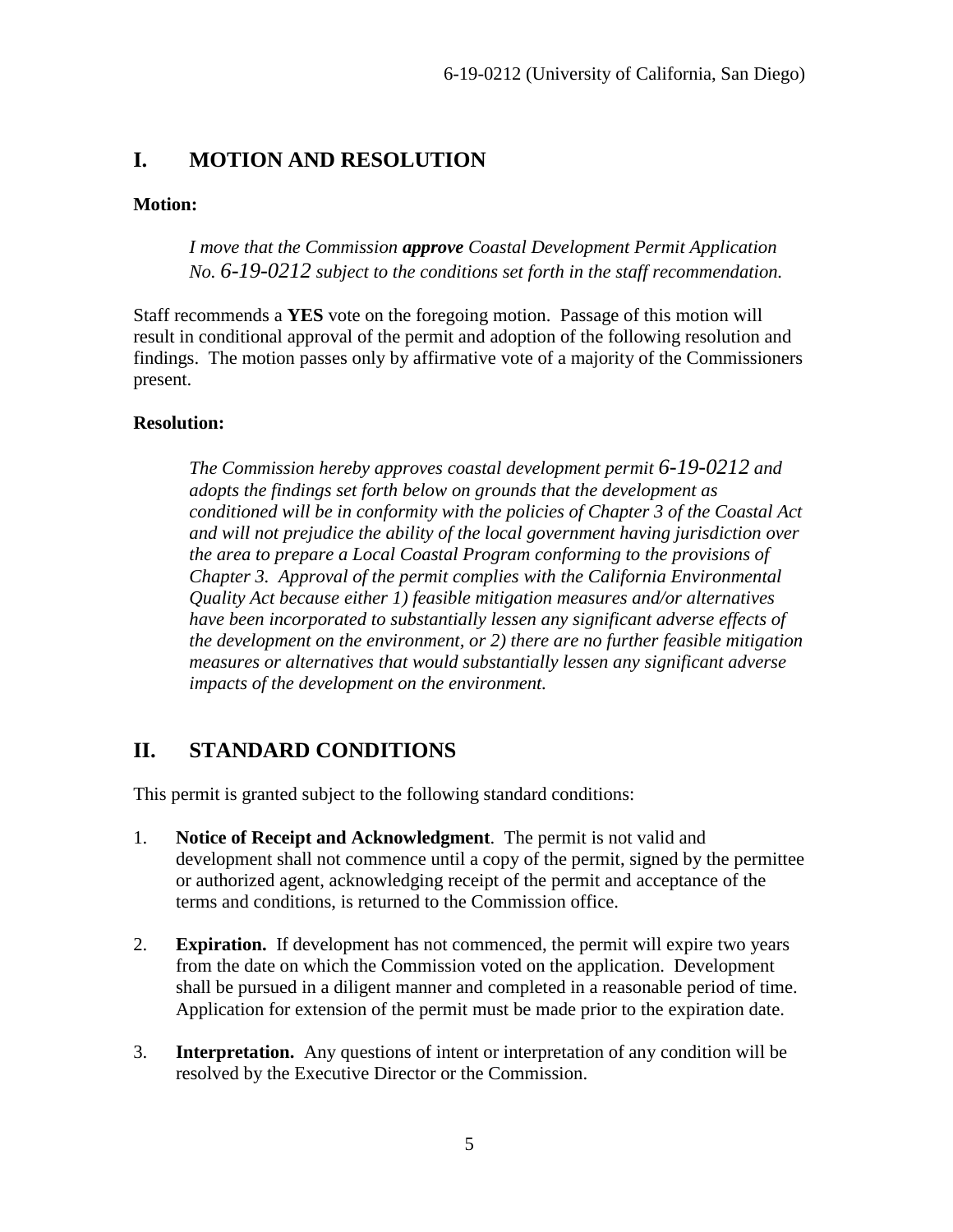## I. MOTION AND RESOLUTION

**Motion:**

> *I move that the Commission **approve** Coastal Development Permit Application No. 6-19-0212 subject to the conditions set forth in the staff recommendation.*

Staff recommends a **YES** vote on the foregoing motion. Passage of this motion will result in conditional approval of the permit and adoption of the following resolution and findings. The motion passes only by affirmative vote of a majority of the Commissioners present.

**Resolution:**

> *The Commission hereby approves coastal development permit 6-19-0212 and adopts the findings set forth below on grounds that the development as conditioned will be in conformity with the policies of Chapter 3 of the Coastal Act and will not prejudice the ability of the local government having jurisdiction over the area to prepare a Local Coastal Program conforming to the provisions of Chapter 3. Approval of the permit complies with the California Environmental Quality Act because either 1) feasible mitigation measures and/or alternatives have been incorporated to substantially lessen any significant adverse effects of the development on the environment, or 2) there are no further feasible mitigation measures or alternatives that would substantially lessen any significant adverse impacts of the development on the environment.*

## II. STANDARD CONDITIONS

This permit is granted subject to the following standard conditions:

1. **Notice of Receipt and Acknowledgment**. The permit is not valid and development shall not commence until a copy of the permit, signed by the permittee or authorized agent, acknowledging receipt of the permit and acceptance of the terms and conditions, is returned to the Commission office.

2. **Expiration.** If development has not commenced, the permit will expire two years from the date on which the Commission voted on the application. Development shall be pursued in a diligent manner and completed in a reasonable period of time. Application for extension of the permit must be made prior to the expiration date.

3. **Interpretation.** Any questions of intent or interpretation of any condition will be resolved by the Executive Director or the Commission.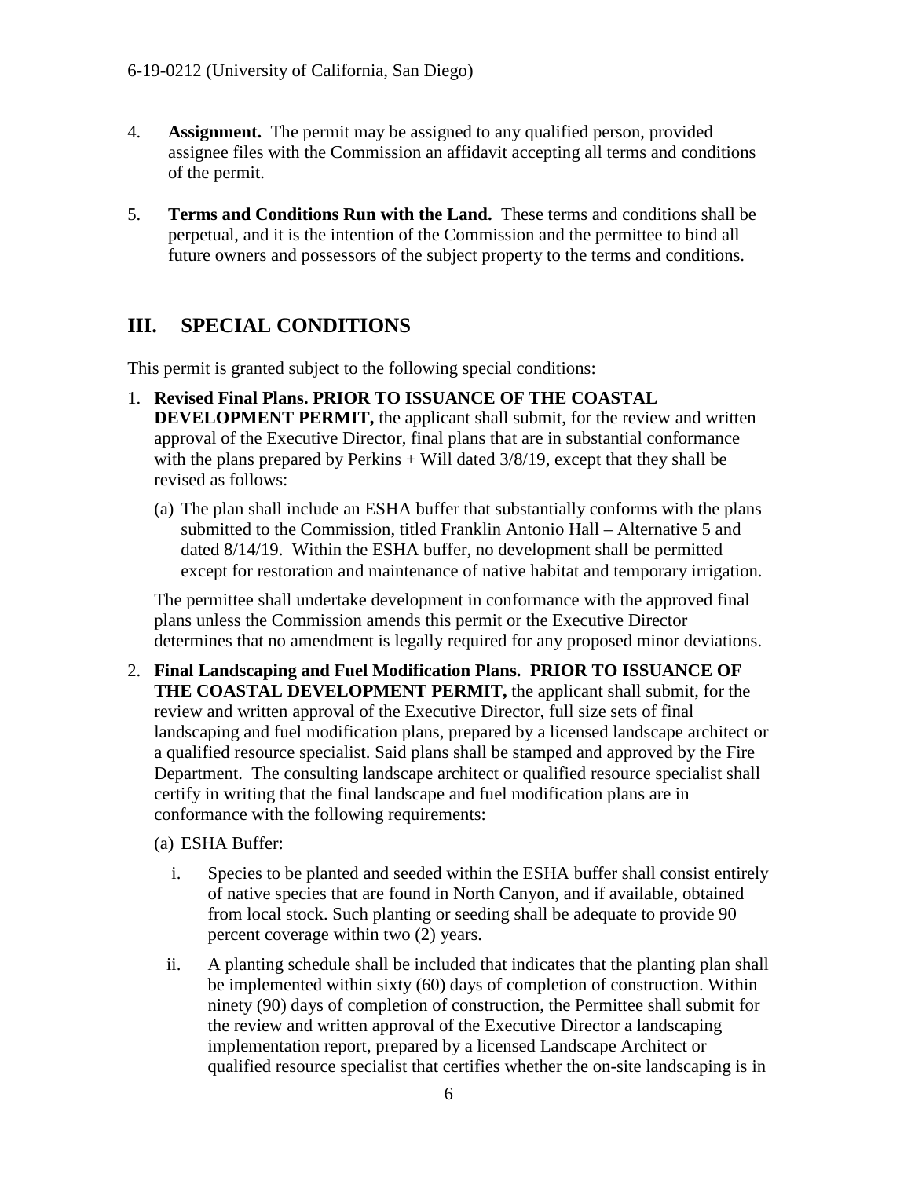4. **Assignment.** The permit may be assigned to any qualified person, provided assignee files with the Commission an affidavit accepting all terms and conditions of the permit.

5. **Terms and Conditions Run with the Land.** These terms and conditions shall be perpetual, and it is the intention of the Commission and the permittee to bind all future owners and possessors of the subject property to the terms and conditions.

## III. SPECIAL CONDITIONS

This permit is granted subject to the following special conditions:

1. **Revised Final Plans. PRIOR TO ISSUANCE OF THE COASTAL DEVELOPMENT PERMIT,** the applicant shall submit, for the review and written approval of the Executive Director, final plans that are in substantial conformance with the plans prepared by Perkins + Will dated 3/8/19, except that they shall be revised as follows:

   (a) The plan shall include an ESHA buffer that substantially conforms with the plans submitted to the Commission, titled Franklin Antonio Hall – Alternative 5 and dated 8/14/19. Within the ESHA buffer, no development shall be permitted except for restoration and maintenance of native habitat and temporary irrigation.

   The permittee shall undertake development in conformance with the approved final plans unless the Commission amends this permit or the Executive Director determines that no amendment is legally required for any proposed minor deviations.

2. **Final Landscaping and Fuel Modification Plans. PRIOR TO ISSUANCE OF THE COASTAL DEVELOPMENT PERMIT,** the applicant shall submit, for the review and written approval of the Executive Director, full size sets of final landscaping and fuel modification plans, prepared by a licensed landscape architect or a qualified resource specialist. Said plans shall be stamped and approved by the Fire Department. The consulting landscape architect or qualified resource specialist shall certify in writing that the final landscape and fuel modification plans are in conformance with the following requirements:

   (a) ESHA Buffer:

      i. Species to be planted and seeded within the ESHA buffer shall consist entirely of native species that are found in North Canyon, and if available, obtained from local stock. Such planting or seeding shall be adequate to provide 90 percent coverage within two (2) years.

      ii. A planting schedule shall be included that indicates that the planting plan shall be implemented within sixty (60) days of completion of construction. Within ninety (90) days of completion of construction, the Permittee shall submit for the review and written approval of the Executive Director a landscaping implementation report, prepared by a licensed Landscape Architect or qualified resource specialist that certifies whether the on-site landscaping is in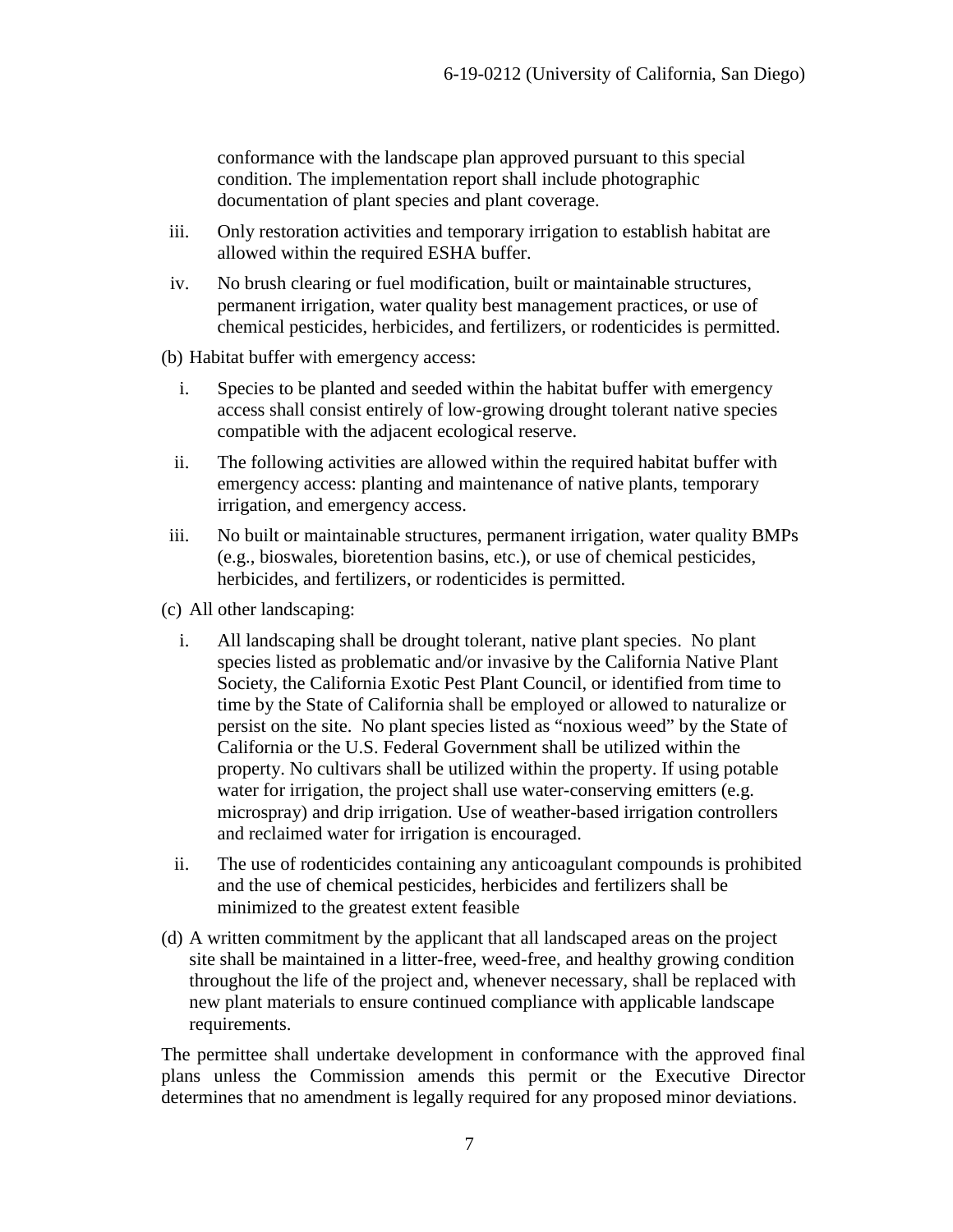conformance with the landscape plan approved pursuant to this special condition. The implementation report shall include photographic documentation of plant species and plant coverage.

iii. Only restoration activities and temporary irrigation to establish habitat are allowed within the required ESHA buffer.

iv. No brush clearing or fuel modification, built or maintainable structures, permanent irrigation, water quality best management practices, or use of chemical pesticides, herbicides, and fertilizers, or rodenticides is permitted.

(b) Habitat buffer with emergency access:

i. Species to be planted and seeded within the habitat buffer with emergency access shall consist entirely of low-growing drought tolerant native species compatible with the adjacent ecological reserve.

ii. The following activities are allowed within the required habitat buffer with emergency access: planting and maintenance of native plants, temporary irrigation, and emergency access.

iii. No built or maintainable structures, permanent irrigation, water quality BMPs (e.g., bioswales, bioretention basins, etc.), or use of chemical pesticides, herbicides, and fertilizers, or rodenticides is permitted.

(c) All other landscaping:

i. All landscaping shall be drought tolerant, native plant species. No plant species listed as problematic and/or invasive by the California Native Plant Society, the California Exotic Pest Plant Council, or identified from time to time by the State of California shall be employed or allowed to naturalize or persist on the site. No plant species listed as "noxious weed" by the State of California or the U.S. Federal Government shall be utilized within the property. No cultivars shall be utilized within the property. If using potable water for irrigation, the project shall use water-conserving emitters (e.g. microspray) and drip irrigation. Use of weather-based irrigation controllers and reclaimed water for irrigation is encouraged.

ii. The use of rodenticides containing any anticoagulant compounds is prohibited and the use of chemical pesticides, herbicides and fertilizers shall be minimized to the greatest extent feasible

(d) A written commitment by the applicant that all landscaped areas on the project site shall be maintained in a litter-free, weed-free, and healthy growing condition throughout the life of the project and, whenever necessary, shall be replaced with new plant materials to ensure continued compliance with applicable landscape requirements.

The permittee shall undertake development in conformance with the approved final plans unless the Commission amends this permit or the Executive Director determines that no amendment is legally required for any proposed minor deviations.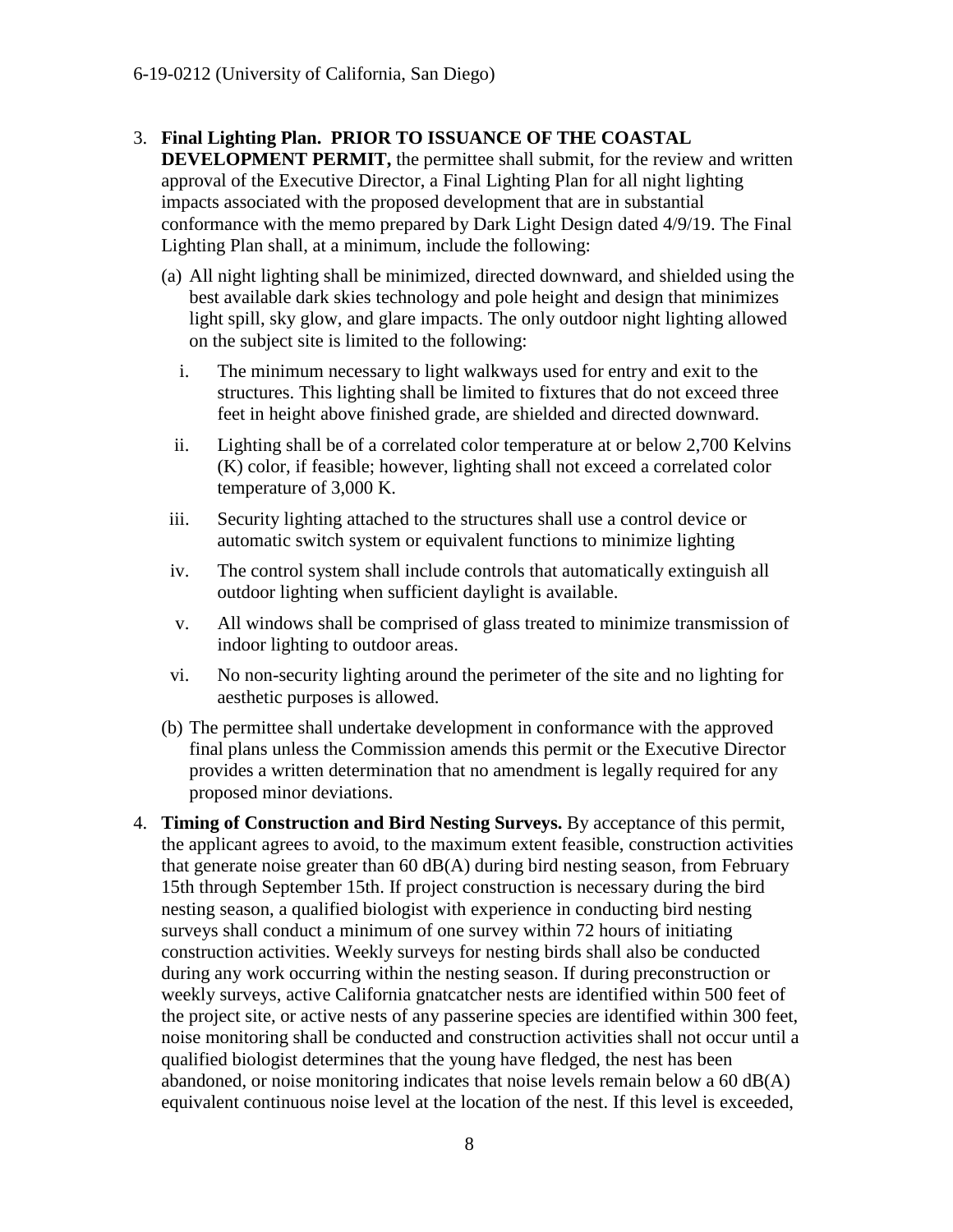3. **Final Lighting Plan. PRIOR TO ISSUANCE OF THE COASTAL DEVELOPMENT PERMIT,** the permittee shall submit, for the review and written approval of the Executive Director, a Final Lighting Plan for all night lighting impacts associated with the proposed development that are in substantial conformance with the memo prepared by Dark Light Design dated 4/9/19. The Final Lighting Plan shall, at a minimum, include the following:

   (a) All night lighting shall be minimized, directed downward, and shielded using the best available dark skies technology and pole height and design that minimizes light spill, sky glow, and glare impacts. The only outdoor night lighting allowed on the subject site is limited to the following:

      i. The minimum necessary to light walkways used for entry and exit to the structures. This lighting shall be limited to fixtures that do not exceed three feet in height above finished grade, are shielded and directed downward.

      ii. Lighting shall be of a correlated color temperature at or below 2,700 Kelvins (K) color, if feasible; however, lighting shall not exceed a correlated color temperature of 3,000 K.

      iii. Security lighting attached to the structures shall use a control device or automatic switch system or equivalent functions to minimize lighting

      iv. The control system shall include controls that automatically extinguish all outdoor lighting when sufficient daylight is available.

      v. All windows shall be comprised of glass treated to minimize transmission of indoor lighting to outdoor areas.

      vi. No non-security lighting around the perimeter of the site and no lighting for aesthetic purposes is allowed.

   (b) The permittee shall undertake development in conformance with the approved final plans unless the Commission amends this permit or the Executive Director provides a written determination that no amendment is legally required for any proposed minor deviations.

4. **Timing of Construction and Bird Nesting Surveys.** By acceptance of this permit, the applicant agrees to avoid, to the maximum extent feasible, construction activities that generate noise greater than 60 dB(A) during bird nesting season, from February 15th through September 15th. If project construction is necessary during the bird nesting season, a qualified biologist with experience in conducting bird nesting surveys shall conduct a minimum of one survey within 72 hours of initiating construction activities. Weekly surveys for nesting birds shall also be conducted during any work occurring within the nesting season. If during preconstruction or weekly surveys, active California gnatcatcher nests are identified within 500 feet of the project site, or active nests of any passerine species are identified within 300 feet, noise monitoring shall be conducted and construction activities shall not occur until a qualified biologist determines that the young have fledged, the nest has been abandoned, or noise monitoring indicates that noise levels remain below a 60 dB(A) equivalent continuous noise level at the location of the nest. If this level is exceeded,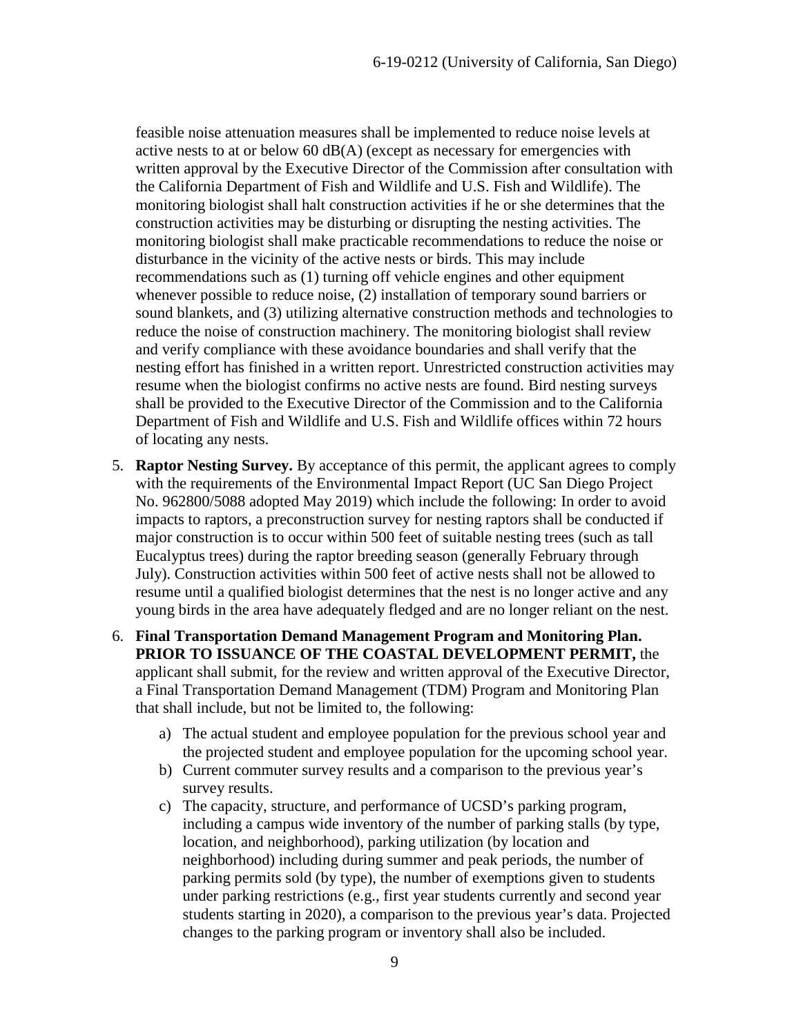feasible noise attenuation measures shall be implemented to reduce noise levels at active nests to at or below 60 dB(A) (except as necessary for emergencies with written approval by the Executive Director of the Commission after consultation with the California Department of Fish and Wildlife and U.S. Fish and Wildlife). The monitoring biologist shall halt construction activities if he or she determines that the construction activities may be disturbing or disrupting the nesting activities. The monitoring biologist shall make practicable recommendations to reduce the noise or disturbance in the vicinity of the active nests or birds. This may include recommendations such as (1) turning off vehicle engines and other equipment whenever possible to reduce noise, (2) installation of temporary sound barriers or sound blankets, and (3) utilizing alternative construction methods and technologies to reduce the noise of construction machinery. The monitoring biologist shall review and verify compliance with these avoidance boundaries and shall verify that the nesting effort has finished in a written report. Unrestricted construction activities may resume when the biologist confirms no active nests are found. Bird nesting surveys shall be provided to the Executive Director of the Commission and to the California Department of Fish and Wildlife and U.S. Fish and Wildlife offices within 72 hours of locating any nests.

5. **Raptor Nesting Survey.** By acceptance of this permit, the applicant agrees to comply with the requirements of the Environmental Impact Report (UC San Diego Project No. 962800/5088 adopted May 2019) which include the following: In order to avoid impacts to raptors, a preconstruction survey for nesting raptors shall be conducted if major construction is to occur within 500 feet of suitable nesting trees (such as tall Eucalyptus trees) during the raptor breeding season (generally February through July). Construction activities within 500 feet of active nests shall not be allowed to resume until a qualified biologist determines that the nest is no longer active and any young birds in the area have adequately fledged and are no longer reliant on the nest.

6. **Final Transportation Demand Management Program and Monitoring Plan. PRIOR TO ISSUANCE OF THE COASTAL DEVELOPMENT PERMIT,** the applicant shall submit, for the review and written approval of the Executive Director, a Final Transportation Demand Management (TDM) Program and Monitoring Plan that shall include, but not be limited to, the following:

   a) The actual student and employee population for the previous school year and the projected student and employee population for the upcoming school year.
   b) Current commuter survey results and a comparison to the previous year's survey results.
   c) The capacity, structure, and performance of UCSD's parking program, including a campus wide inventory of the number of parking stalls (by type, location, and neighborhood), parking utilization (by location and neighborhood) including during summer and peak periods, the number of parking permits sold (by type), the number of exemptions given to students under parking restrictions (e.g., first year students currently and second year students starting in 2020), a comparison to the previous year's data. Projected changes to the parking program or inventory shall also be included.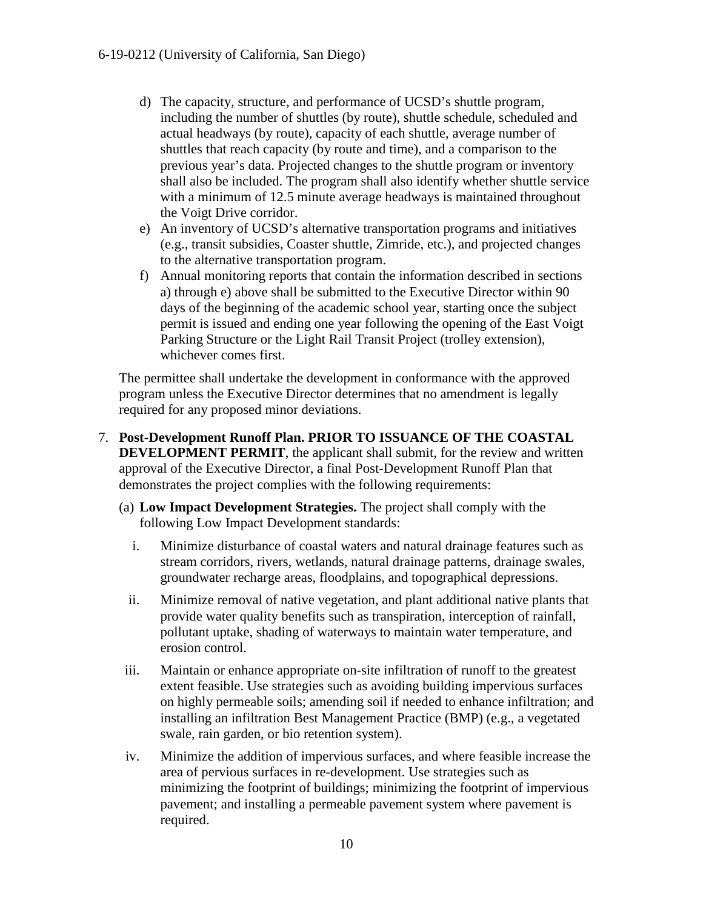d) The capacity, structure, and performance of UCSD's shuttle program, including the number of shuttles (by route), shuttle schedule, scheduled and actual headways (by route), capacity of each shuttle, average number of shuttles that reach capacity (by route and time), and a comparison to the previous year's data. Projected changes to the shuttle program or inventory shall also be included. The program shall also identify whether shuttle service with a minimum of 12.5 minute average headways is maintained throughout the Voigt Drive corridor.

e) An inventory of UCSD's alternative transportation programs and initiatives (e.g., transit subsidies, Coaster shuttle, Zimride, etc.), and projected changes to the alternative transportation program.

f) Annual monitoring reports that contain the information described in sections a) through e) above shall be submitted to the Executive Director within 90 days of the beginning of the academic school year, starting once the subject permit is issued and ending one year following the opening of the East Voigt Parking Structure or the Light Rail Transit Project (trolley extension), whichever comes first.

The permittee shall undertake the development in conformance with the approved program unless the Executive Director determines that no amendment is legally required for any proposed minor deviations.

7. **Post-Development Runoff Plan. PRIOR TO ISSUANCE OF THE COASTAL DEVELOPMENT PERMIT**, the applicant shall submit, for the review and written approval of the Executive Director, a final Post-Development Runoff Plan that demonstrates the project complies with the following requirements:

   (a) **Low Impact Development Strategies.** The project shall comply with the following Low Impact Development standards:

      i. Minimize disturbance of coastal waters and natural drainage features such as stream corridors, rivers, wetlands, natural drainage patterns, drainage swales, groundwater recharge areas, floodplains, and topographical depressions.

      ii. Minimize removal of native vegetation, and plant additional native plants that provide water quality benefits such as transpiration, interception of rainfall, pollutant uptake, shading of waterways to maintain water temperature, and erosion control.

      iii. Maintain or enhance appropriate on-site infiltration of runoff to the greatest extent feasible. Use strategies such as avoiding building impervious surfaces on highly permeable soils; amending soil if needed to enhance infiltration; and installing an infiltration Best Management Practice (BMP) (e.g., a vegetated swale, rain garden, or bio retention system).

      iv. Minimize the addition of impervious surfaces, and where feasible increase the area of pervious surfaces in re-development. Use strategies such as minimizing the footprint of buildings; minimizing the footprint of impervious pavement; and installing a permeable pavement system where pavement is required.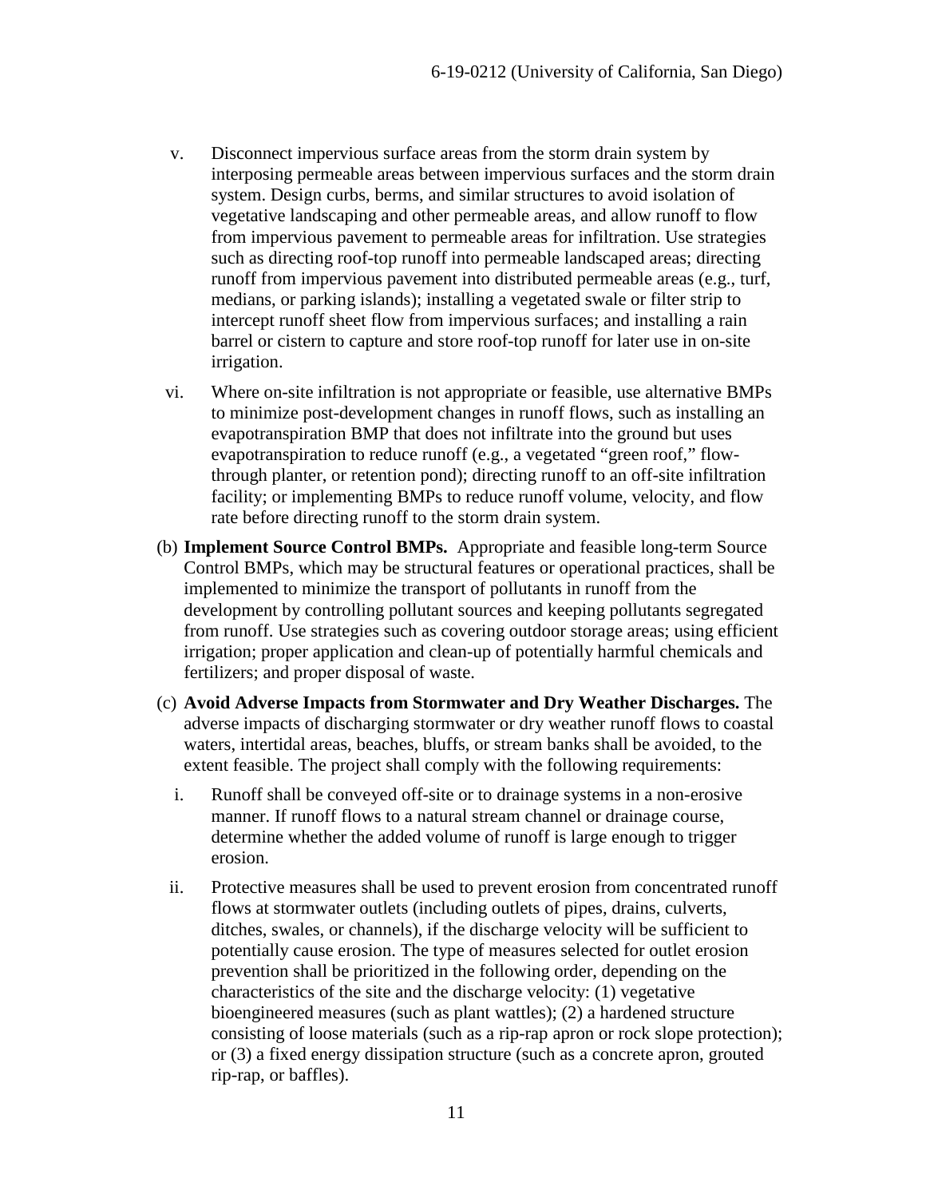v. Disconnect impervious surface areas from the storm drain system by interposing permeable areas between impervious surfaces and the storm drain system. Design curbs, berms, and similar structures to avoid isolation of vegetative landscaping and other permeable areas, and allow runoff to flow from impervious pavement to permeable areas for infiltration. Use strategies such as directing roof-top runoff into permeable landscaped areas; directing runoff from impervious pavement into distributed permeable areas (e.g., turf, medians, or parking islands); installing a vegetated swale or filter strip to intercept runoff sheet flow from impervious surfaces; and installing a rain barrel or cistern to capture and store roof-top runoff for later use in on-site irrigation.

vi. Where on-site infiltration is not appropriate or feasible, use alternative BMPs to minimize post-development changes in runoff flows, such as installing an evapotranspiration BMP that does not infiltrate into the ground but uses evapotranspiration to reduce runoff (e.g., a vegetated "green roof," flow-through planter, or retention pond); directing runoff to an off-site infiltration facility; or implementing BMPs to reduce runoff volume, velocity, and flow rate before directing runoff to the storm drain system.

(b) **Implement Source Control BMPs.** Appropriate and feasible long-term Source Control BMPs, which may be structural features or operational practices, shall be implemented to minimize the transport of pollutants in runoff from the development by controlling pollutant sources and keeping pollutants segregated from runoff. Use strategies such as covering outdoor storage areas; using efficient irrigation; proper application and clean-up of potentially harmful chemicals and fertilizers; and proper disposal of waste.

(c) **Avoid Adverse Impacts from Stormwater and Dry Weather Discharges.** The adverse impacts of discharging stormwater or dry weather runoff flows to coastal waters, intertidal areas, beaches, bluffs, or stream banks shall be avoided, to the extent feasible. The project shall comply with the following requirements:

i. Runoff shall be conveyed off-site or to drainage systems in a non-erosive manner. If runoff flows to a natural stream channel or drainage course, determine whether the added volume of runoff is large enough to trigger erosion.

ii. Protective measures shall be used to prevent erosion from concentrated runoff flows at stormwater outlets (including outlets of pipes, drains, culverts, ditches, swales, or channels), if the discharge velocity will be sufficient to potentially cause erosion. The type of measures selected for outlet erosion prevention shall be prioritized in the following order, depending on the characteristics of the site and the discharge velocity: (1) vegetative bioengineered measures (such as plant wattles); (2) a hardened structure consisting of loose materials (such as a rip-rap apron or rock slope protection); or (3) a fixed energy dissipation structure (such as a concrete apron, grouted rip-rap, or baffles).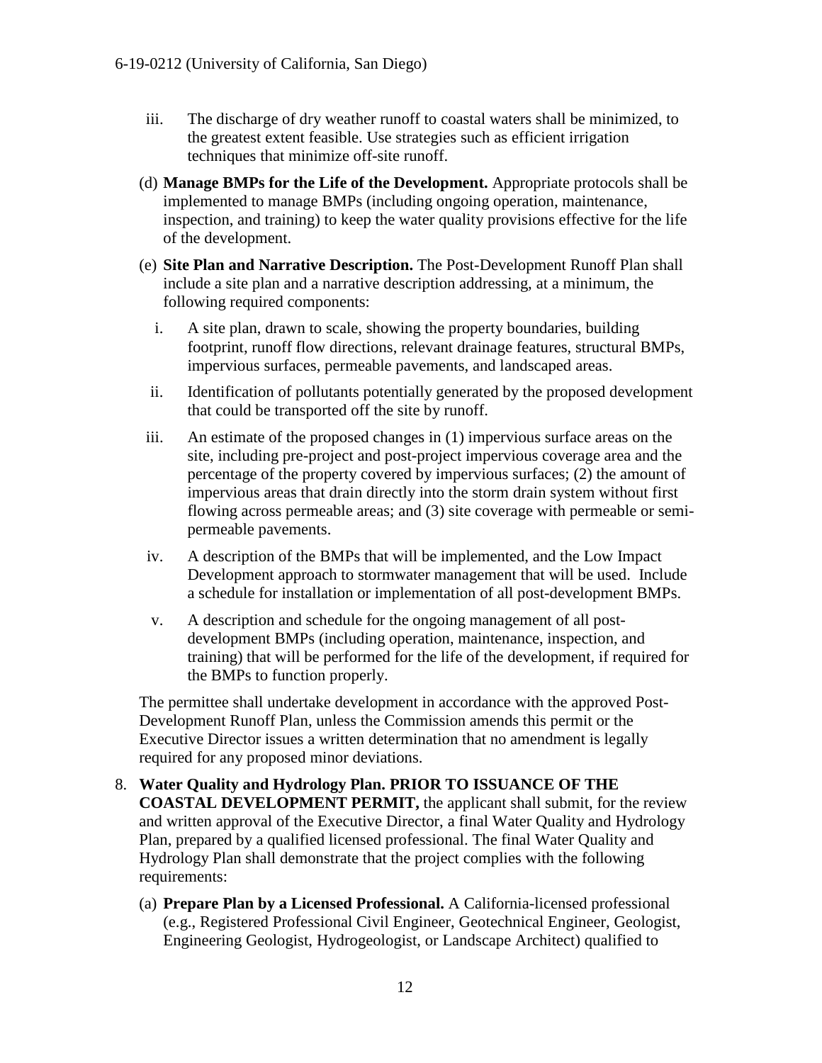iii. The discharge of dry weather runoff to coastal waters shall be minimized, to the greatest extent feasible. Use strategies such as efficient irrigation techniques that minimize off-site runoff.

(d) **Manage BMPs for the Life of the Development.** Appropriate protocols shall be implemented to manage BMPs (including ongoing operation, maintenance, inspection, and training) to keep the water quality provisions effective for the life of the development.

(e) **Site Plan and Narrative Description.** The Post-Development Runoff Plan shall include a site plan and a narrative description addressing, at a minimum, the following required components:

i. A site plan, drawn to scale, showing the property boundaries, building footprint, runoff flow directions, relevant drainage features, structural BMPs, impervious surfaces, permeable pavements, and landscaped areas.

ii. Identification of pollutants potentially generated by the proposed development that could be transported off the site by runoff.

iii. An estimate of the proposed changes in (1) impervious surface areas on the site, including pre-project and post-project impervious coverage area and the percentage of the property covered by impervious surfaces; (2) the amount of impervious areas that drain directly into the storm drain system without first flowing across permeable areas; and (3) site coverage with permeable or semi-permeable pavements.

iv. A description of the BMPs that will be implemented, and the Low Impact Development approach to stormwater management that will be used. Include a schedule for installation or implementation of all post-development BMPs.

v. A description and schedule for the ongoing management of all post-development BMPs (including operation, maintenance, inspection, and training) that will be performed for the life of the development, if required for the BMPs to function properly.

The permittee shall undertake development in accordance with the approved Post-Development Runoff Plan, unless the Commission amends this permit or the Executive Director issues a written determination that no amendment is legally required for any proposed minor deviations.

8. **Water Quality and Hydrology Plan. PRIOR TO ISSUANCE OF THE COASTAL DEVELOPMENT PERMIT,** the applicant shall submit, for the review and written approval of the Executive Director, a final Water Quality and Hydrology Plan, prepared by a qualified licensed professional. The final Water Quality and Hydrology Plan shall demonstrate that the project complies with the following requirements:

   (a) **Prepare Plan by a Licensed Professional.** A California-licensed professional (e.g., Registered Professional Civil Engineer, Geotechnical Engineer, Geologist, Engineering Geologist, Hydrogeologist, or Landscape Architect) qualified to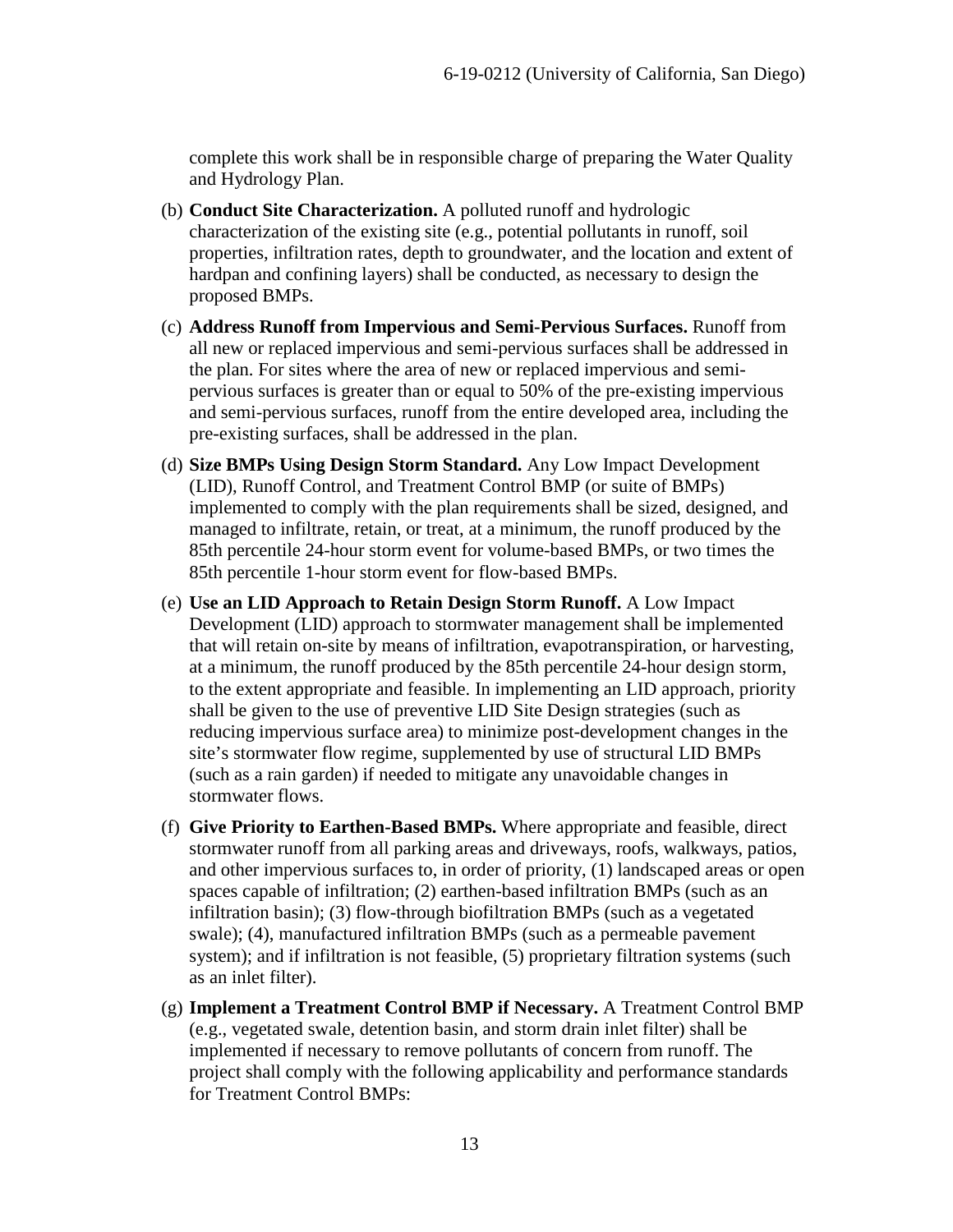complete this work shall be in responsible charge of preparing the Water Quality and Hydrology Plan.

(b) **Conduct Site Characterization.** A polluted runoff and hydrologic characterization of the existing site (e.g., potential pollutants in runoff, soil properties, infiltration rates, depth to groundwater, and the location and extent of hardpan and confining layers) shall be conducted, as necessary to design the proposed BMPs.

(c) **Address Runoff from Impervious and Semi-Pervious Surfaces.** Runoff from all new or replaced impervious and semi-pervious surfaces shall be addressed in the plan. For sites where the area of new or replaced impervious and semi-pervious surfaces is greater than or equal to 50% of the pre-existing impervious and semi-pervious surfaces, runoff from the entire developed area, including the pre-existing surfaces, shall be addressed in the plan.

(d) **Size BMPs Using Design Storm Standard.** Any Low Impact Development (LID), Runoff Control, and Treatment Control BMP (or suite of BMPs) implemented to comply with the plan requirements shall be sized, designed, and managed to infiltrate, retain, or treat, at a minimum, the runoff produced by the 85th percentile 24-hour storm event for volume-based BMPs, or two times the 85th percentile 1-hour storm event for flow-based BMPs.

(e) **Use an LID Approach to Retain Design Storm Runoff.** A Low Impact Development (LID) approach to stormwater management shall be implemented that will retain on-site by means of infiltration, evapotranspiration, or harvesting, at a minimum, the runoff produced by the 85th percentile 24-hour design storm, to the extent appropriate and feasible. In implementing an LID approach, priority shall be given to the use of preventive LID Site Design strategies (such as reducing impervious surface area) to minimize post-development changes in the site's stormwater flow regime, supplemented by use of structural LID BMPs (such as a rain garden) if needed to mitigate any unavoidable changes in stormwater flows.

(f) **Give Priority to Earthen-Based BMPs.** Where appropriate and feasible, direct stormwater runoff from all parking areas and driveways, roofs, walkways, patios, and other impervious surfaces to, in order of priority, (1) landscaped areas or open spaces capable of infiltration; (2) earthen-based infiltration BMPs (such as an infiltration basin); (3) flow-through biofiltration BMPs (such as a vegetated swale); (4), manufactured infiltration BMPs (such as a permeable pavement system); and if infiltration is not feasible, (5) proprietary filtration systems (such as an inlet filter).

(g) **Implement a Treatment Control BMP if Necessary.** A Treatment Control BMP (e.g., vegetated swale, detention basin, and storm drain inlet filter) shall be implemented if necessary to remove pollutants of concern from runoff. The project shall comply with the following applicability and performance standards for Treatment Control BMPs: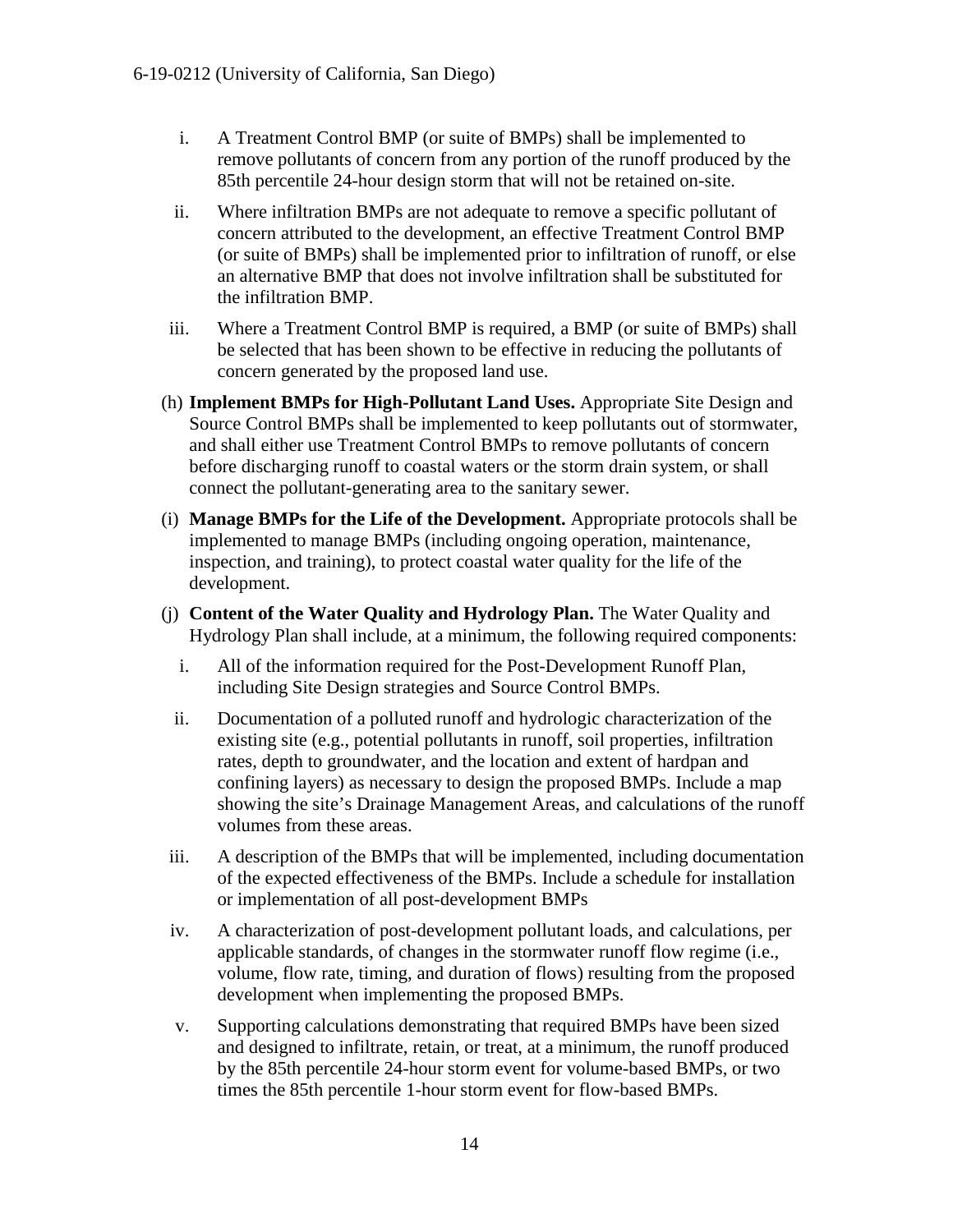i. A Treatment Control BMP (or suite of BMPs) shall be implemented to remove pollutants of concern from any portion of the runoff produced by the 85th percentile 24-hour design storm that will not be retained on-site.

ii. Where infiltration BMPs are not adequate to remove a specific pollutant of concern attributed to the development, an effective Treatment Control BMP (or suite of BMPs) shall be implemented prior to infiltration of runoff, or else an alternative BMP that does not involve infiltration shall be substituted for the infiltration BMP.

iii. Where a Treatment Control BMP is required, a BMP (or suite of BMPs) shall be selected that has been shown to be effective in reducing the pollutants of concern generated by the proposed land use.

(h) **Implement BMPs for High-Pollutant Land Uses.** Appropriate Site Design and Source Control BMPs shall be implemented to keep pollutants out of stormwater, and shall either use Treatment Control BMPs to remove pollutants of concern before discharging runoff to coastal waters or the storm drain system, or shall connect the pollutant-generating area to the sanitary sewer.

(i) **Manage BMPs for the Life of the Development.** Appropriate protocols shall be implemented to manage BMPs (including ongoing operation, maintenance, inspection, and training), to protect coastal water quality for the life of the development.

(j) **Content of the Water Quality and Hydrology Plan.** The Water Quality and Hydrology Plan shall include, at a minimum, the following required components:

i. All of the information required for the Post-Development Runoff Plan, including Site Design strategies and Source Control BMPs.

ii. Documentation of a polluted runoff and hydrologic characterization of the existing site (e.g., potential pollutants in runoff, soil properties, infiltration rates, depth to groundwater, and the location and extent of hardpan and confining layers) as necessary to design the proposed BMPs. Include a map showing the site's Drainage Management Areas, and calculations of the runoff volumes from these areas.

iii. A description of the BMPs that will be implemented, including documentation of the expected effectiveness of the BMPs. Include a schedule for installation or implementation of all post-development BMPs

iv. A characterization of post-development pollutant loads, and calculations, per applicable standards, of changes in the stormwater runoff flow regime (i.e., volume, flow rate, timing, and duration of flows) resulting from the proposed development when implementing the proposed BMPs.

v. Supporting calculations demonstrating that required BMPs have been sized and designed to infiltrate, retain, or treat, at a minimum, the runoff produced by the 85th percentile 24-hour storm event for volume-based BMPs, or two times the 85th percentile 1-hour storm event for flow-based BMPs.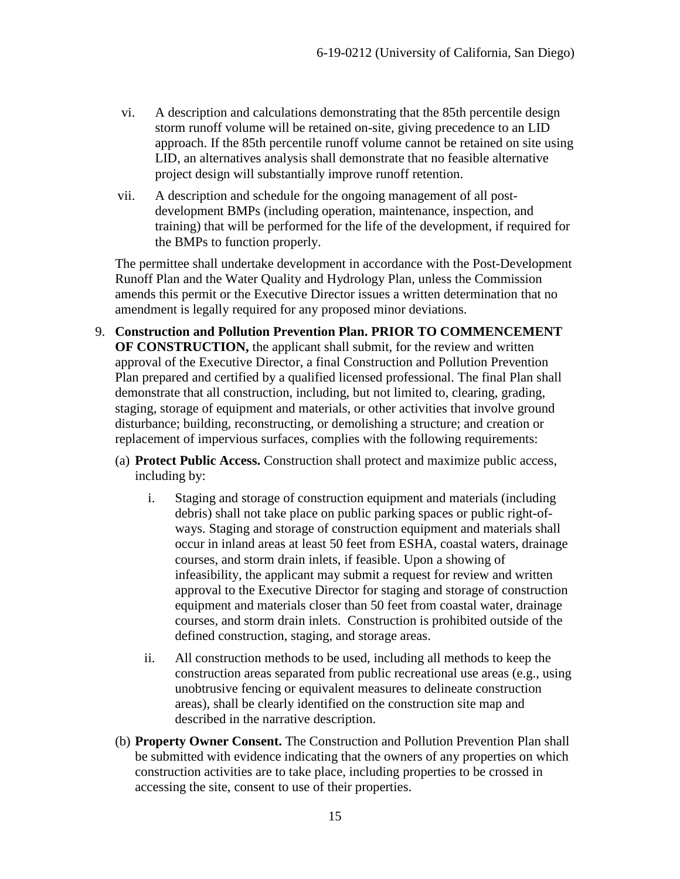vi. A description and calculations demonstrating that the 85th percentile design storm runoff volume will be retained on-site, giving precedence to an LID approach. If the 85th percentile runoff volume cannot be retained on site using LID, an alternatives analysis shall demonstrate that no feasible alternative project design will substantially improve runoff retention.

vii. A description and schedule for the ongoing management of all post-development BMPs (including operation, maintenance, inspection, and training) that will be performed for the life of the development, if required for the BMPs to function properly.

The permittee shall undertake development in accordance with the Post-Development Runoff Plan and the Water Quality and Hydrology Plan, unless the Commission amends this permit or the Executive Director issues a written determination that no amendment is legally required for any proposed minor deviations.

9. **Construction and Pollution Prevention Plan. PRIOR TO COMMENCEMENT OF CONSTRUCTION,** the applicant shall submit, for the review and written approval of the Executive Director, a final Construction and Pollution Prevention Plan prepared and certified by a qualified licensed professional. The final Plan shall demonstrate that all construction, including, but not limited to, clearing, grading, staging, storage of equipment and materials, or other activities that involve ground disturbance; building, reconstructing, or demolishing a structure; and creation or replacement of impervious surfaces, complies with the following requirements:

   (a) **Protect Public Access.** Construction shall protect and maximize public access, including by:

      i. Staging and storage of construction equipment and materials (including debris) shall not take place on public parking spaces or public right-of-ways. Staging and storage of construction equipment and materials shall occur in inland areas at least 50 feet from ESHA, coastal waters, drainage courses, and storm drain inlets, if feasible. Upon a showing of infeasibility, the applicant may submit a request for review and written approval to the Executive Director for staging and storage of construction equipment and materials closer than 50 feet from coastal water, drainage courses, and storm drain inlets. Construction is prohibited outside of the defined construction, staging, and storage areas.

      ii. All construction methods to be used, including all methods to keep the construction areas separated from public recreational use areas (e.g., using unobtrusive fencing or equivalent measures to delineate construction areas), shall be clearly identified on the construction site map and described in the narrative description.

   (b) **Property Owner Consent.** The Construction and Pollution Prevention Plan shall be submitted with evidence indicating that the owners of any properties on which construction activities are to take place, including properties to be crossed in accessing the site, consent to use of their properties.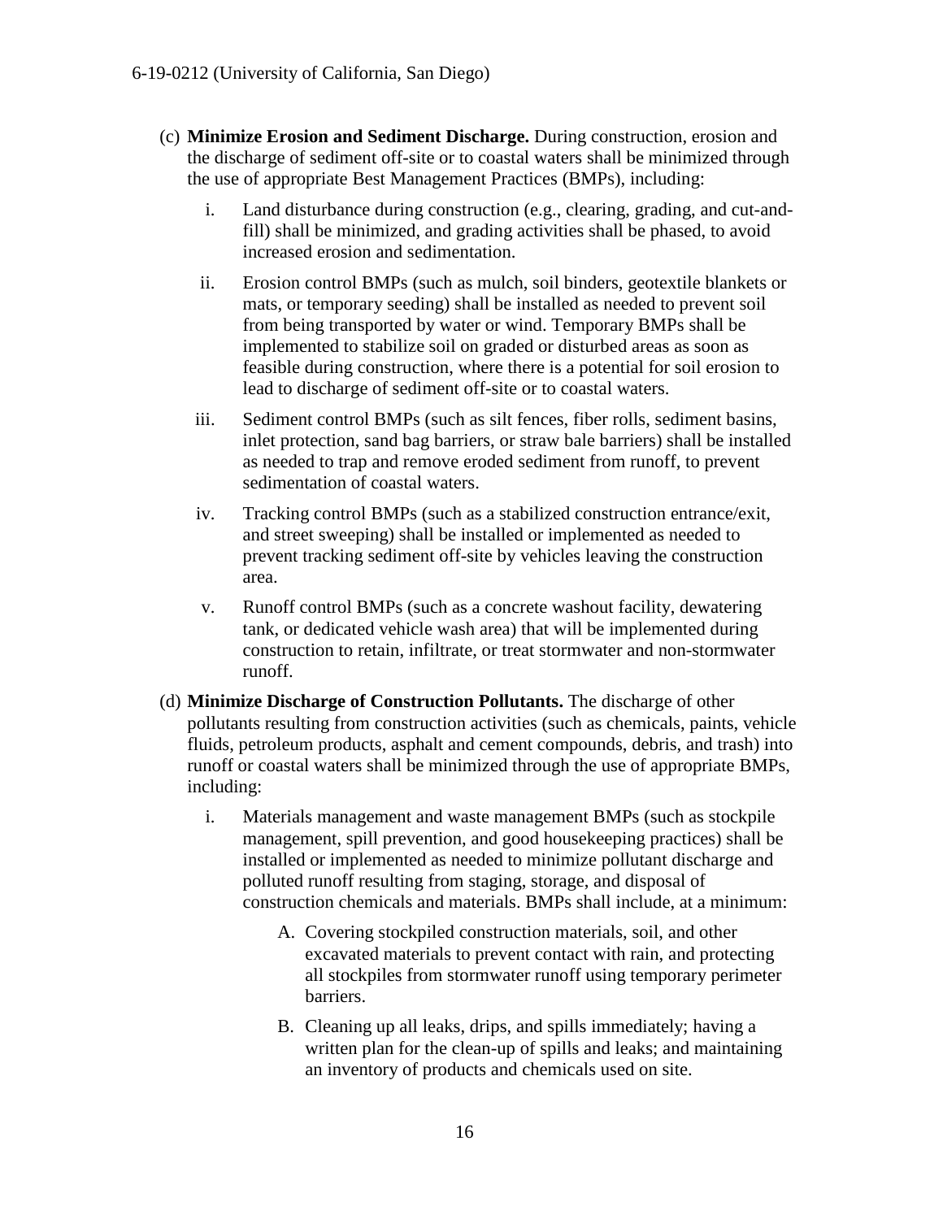(c) **Minimize Erosion and Sediment Discharge.** During construction, erosion and the discharge of sediment off-site or to coastal waters shall be minimized through the use of appropriate Best Management Practices (BMPs), including:

  i. Land disturbance during construction (e.g., clearing, grading, and cut-and-fill) shall be minimized, and grading activities shall be phased, to avoid increased erosion and sedimentation.

  ii. Erosion control BMPs (such as mulch, soil binders, geotextile blankets or mats, or temporary seeding) shall be installed as needed to prevent soil from being transported by water or wind. Temporary BMPs shall be implemented to stabilize soil on graded or disturbed areas as soon as feasible during construction, where there is a potential for soil erosion to lead to discharge of sediment off-site or to coastal waters.

  iii. Sediment control BMPs (such as silt fences, fiber rolls, sediment basins, inlet protection, sand bag barriers, or straw bale barriers) shall be installed as needed to trap and remove eroded sediment from runoff, to prevent sedimentation of coastal waters.

  iv. Tracking control BMPs (such as a stabilized construction entrance/exit, and street sweeping) shall be installed or implemented as needed to prevent tracking sediment off-site by vehicles leaving the construction area.

  v. Runoff control BMPs (such as a concrete washout facility, dewatering tank, or dedicated vehicle wash area) that will be implemented during construction to retain, infiltrate, or treat stormwater and non-stormwater runoff.

(d) **Minimize Discharge of Construction Pollutants.** The discharge of other pollutants resulting from construction activities (such as chemicals, paints, vehicle fluids, petroleum products, asphalt and cement compounds, debris, and trash) into runoff or coastal waters shall be minimized through the use of appropriate BMPs, including:

  i. Materials management and waste management BMPs (such as stockpile management, spill prevention, and good housekeeping practices) shall be installed or implemented as needed to minimize pollutant discharge and polluted runoff resulting from staging, storage, and disposal of construction chemicals and materials. BMPs shall include, at a minimum:

    A. Covering stockpiled construction materials, soil, and other excavated materials to prevent contact with rain, and protecting all stockpiles from stormwater runoff using temporary perimeter barriers.

    B. Cleaning up all leaks, drips, and spills immediately; having a written plan for the clean-up of spills and leaks; and maintaining an inventory of products and chemicals used on site.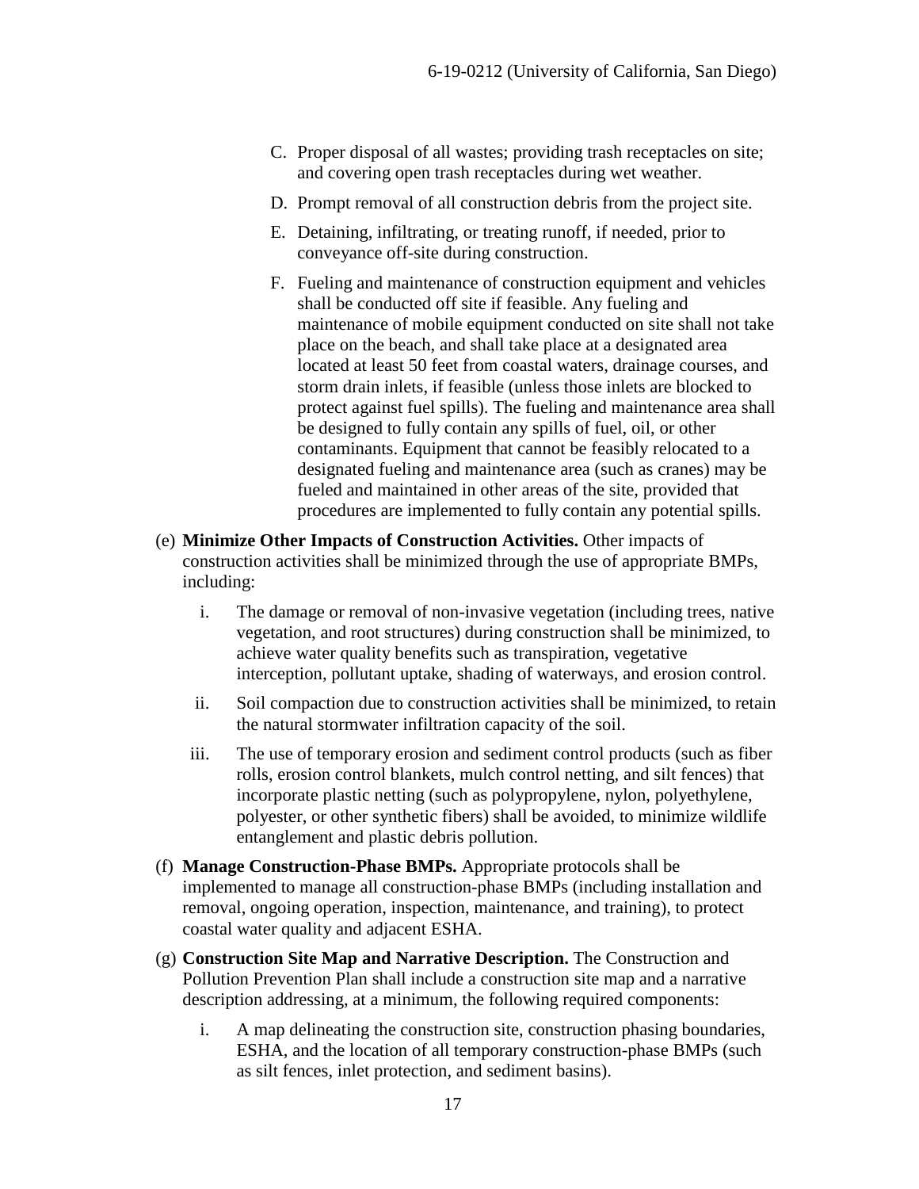C. Proper disposal of all wastes; providing trash receptacles on site; and covering open trash receptacles during wet weather.

D. Prompt removal of all construction debris from the project site.

E. Detaining, infiltrating, or treating runoff, if needed, prior to conveyance off-site during construction.

F. Fueling and maintenance of construction equipment and vehicles shall be conducted off site if feasible. Any fueling and maintenance of mobile equipment conducted on site shall not take place on the beach, and shall take place at a designated area located at least 50 feet from coastal waters, drainage courses, and storm drain inlets, if feasible (unless those inlets are blocked to protect against fuel spills). The fueling and maintenance area shall be designed to fully contain any spills of fuel, oil, or other contaminants. Equipment that cannot be feasibly relocated to a designated fueling and maintenance area (such as cranes) may be fueled and maintained in other areas of the site, provided that procedures are implemented to fully contain any potential spills.

(e) **Minimize Other Impacts of Construction Activities.** Other impacts of construction activities shall be minimized through the use of appropriate BMPs, including:

i. The damage or removal of non-invasive vegetation (including trees, native vegetation, and root structures) during construction shall be minimized, to achieve water quality benefits such as transpiration, vegetative interception, pollutant uptake, shading of waterways, and erosion control.

ii. Soil compaction due to construction activities shall be minimized, to retain the natural stormwater infiltration capacity of the soil.

iii. The use of temporary erosion and sediment control products (such as fiber rolls, erosion control blankets, mulch control netting, and silt fences) that incorporate plastic netting (such as polypropylene, nylon, polyethylene, polyester, or other synthetic fibers) shall be avoided, to minimize wildlife entanglement and plastic debris pollution.

(f) **Manage Construction-Phase BMPs.** Appropriate protocols shall be implemented to manage all construction-phase BMPs (including installation and removal, ongoing operation, inspection, maintenance, and training), to protect coastal water quality and adjacent ESHA.

(g) **Construction Site Map and Narrative Description.** The Construction and Pollution Prevention Plan shall include a construction site map and a narrative description addressing, at a minimum, the following required components:

i. A map delineating the construction site, construction phasing boundaries, ESHA, and the location of all temporary construction-phase BMPs (such as silt fences, inlet protection, and sediment basins).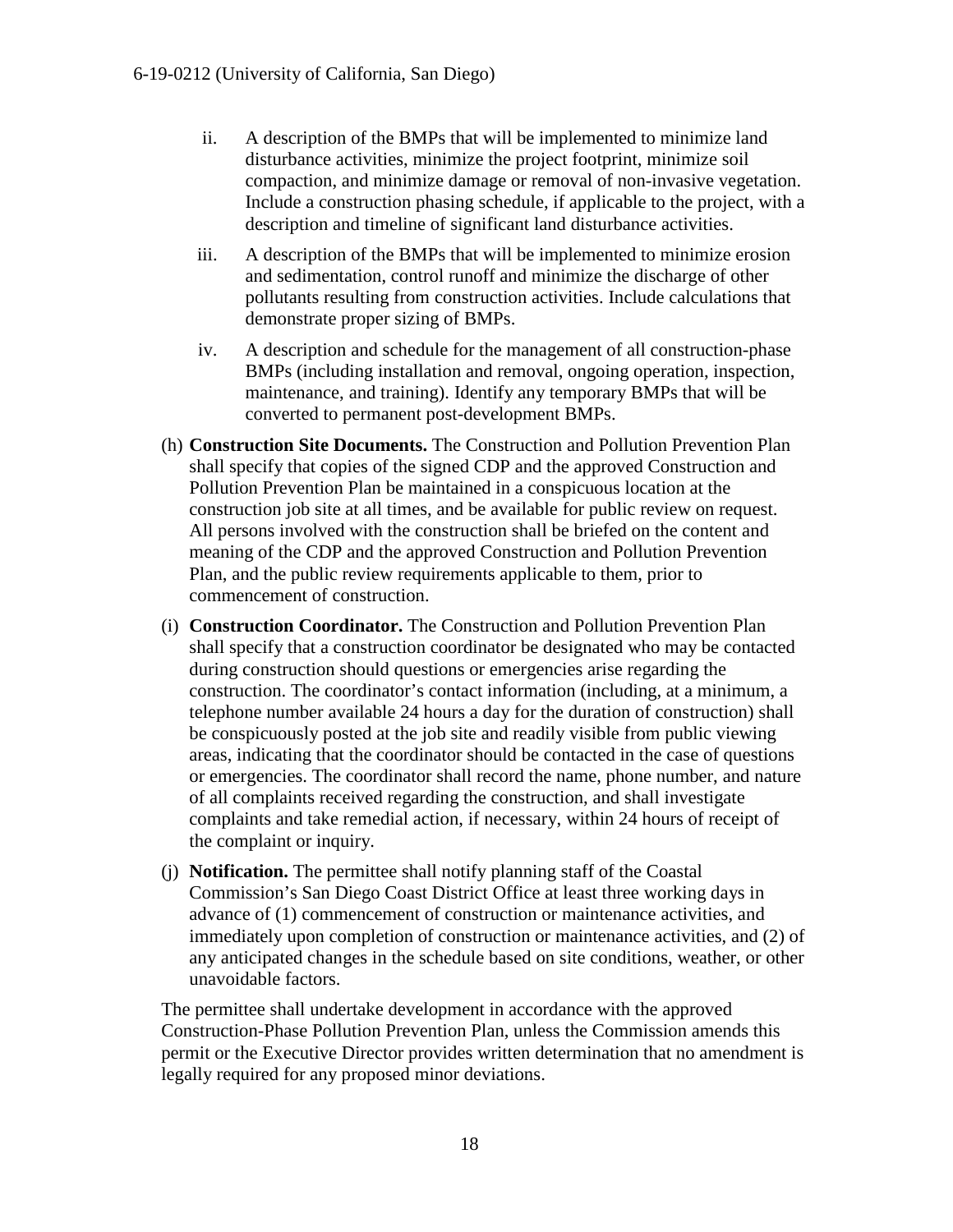ii. A description of the BMPs that will be implemented to minimize land disturbance activities, minimize the project footprint, minimize soil compaction, and minimize damage or removal of non-invasive vegetation. Include a construction phasing schedule, if applicable to the project, with a description and timeline of significant land disturbance activities.

  iii. A description of the BMPs that will be implemented to minimize erosion and sedimentation, control runoff and minimize the discharge of other pollutants resulting from construction activities. Include calculations that demonstrate proper sizing of BMPs.

  iv. A description and schedule for the management of all construction-phase BMPs (including installation and removal, ongoing operation, inspection, maintenance, and training). Identify any temporary BMPs that will be converted to permanent post-development BMPs.

(h) **Construction Site Documents.** The Construction and Pollution Prevention Plan shall specify that copies of the signed CDP and the approved Construction and Pollution Prevention Plan be maintained in a conspicuous location at the construction job site at all times, and be available for public review on request. All persons involved with the construction shall be briefed on the content and meaning of the CDP and the approved Construction and Pollution Prevention Plan, and the public review requirements applicable to them, prior to commencement of construction.

(i) **Construction Coordinator.** The Construction and Pollution Prevention Plan shall specify that a construction coordinator be designated who may be contacted during construction should questions or emergencies arise regarding the construction. The coordinator's contact information (including, at a minimum, a telephone number available 24 hours a day for the duration of construction) shall be conspicuously posted at the job site and readily visible from public viewing areas, indicating that the coordinator should be contacted in the case of questions or emergencies. The coordinator shall record the name, phone number, and nature of all complaints received regarding the construction, and shall investigate complaints and take remedial action, if necessary, within 24 hours of receipt of the complaint or inquiry.

(j) **Notification.** The permittee shall notify planning staff of the Coastal Commission's San Diego Coast District Office at least three working days in advance of (1) commencement of construction or maintenance activities, and immediately upon completion of construction or maintenance activities, and (2) of any anticipated changes in the schedule based on site conditions, weather, or other unavoidable factors.

The permittee shall undertake development in accordance with the approved Construction-Phase Pollution Prevention Plan, unless the Commission amends this permit or the Executive Director provides written determination that no amendment is legally required for any proposed minor deviations.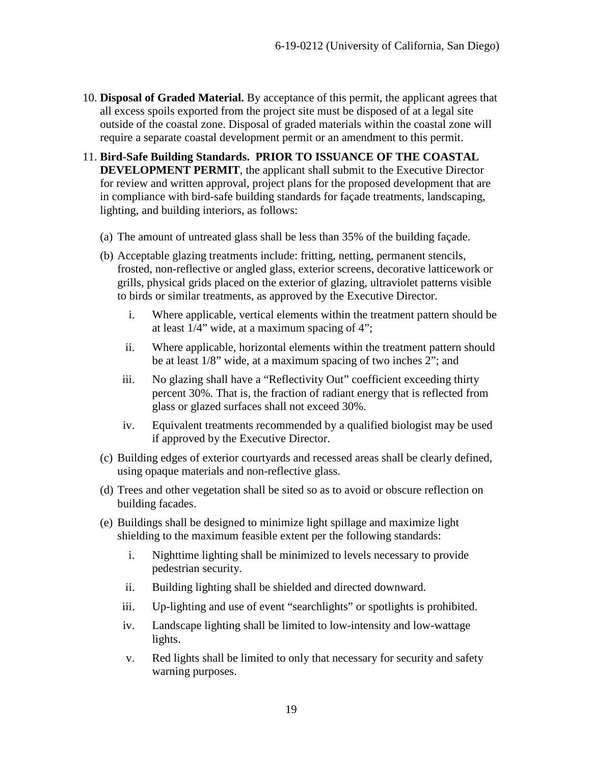10. **Disposal of Graded Material.** By acceptance of this permit, the applicant agrees that all excess spoils exported from the project site must be disposed of at a legal site outside of the coastal zone. Disposal of graded materials within the coastal zone will require a separate coastal development permit or an amendment to this permit.

11. **Bird-Safe Building Standards. PRIOR TO ISSUANCE OF THE COASTAL DEVELOPMENT PERMIT**, the applicant shall submit to the Executive Director for review and written approval, project plans for the proposed development that are in compliance with bird-safe building standards for façade treatments, landscaping, lighting, and building interiors, as follows:

    (a) The amount of untreated glass shall be less than 35% of the building façade.

    (b) Acceptable glazing treatments include: fritting, netting, permanent stencils, frosted, non-reflective or angled glass, exterior screens, decorative latticework or grills, physical grids placed on the exterior of glazing, ultraviolet patterns visible to birds or similar treatments, as approved by the Executive Director.

    i. Where applicable, vertical elements within the treatment pattern should be at least 1/4" wide, at a maximum spacing of 4";

    ii. Where applicable, horizontal elements within the treatment pattern should be at least 1/8" wide, at a maximum spacing of two inches 2"; and

    iii. No glazing shall have a "Reflectivity Out" coefficient exceeding thirty percent 30%. That is, the fraction of radiant energy that is reflected from glass or glazed surfaces shall not exceed 30%.

    iv. Equivalent treatments recommended by a qualified biologist may be used if approved by the Executive Director.

    (c) Building edges of exterior courtyards and recessed areas shall be clearly defined, using opaque materials and non-reflective glass.

    (d) Trees and other vegetation shall be sited so as to avoid or obscure reflection on building facades.

    (e) Buildings shall be designed to minimize light spillage and maximize light shielding to the maximum feasible extent per the following standards:

    i. Nighttime lighting shall be minimized to levels necessary to provide pedestrian security.

    ii. Building lighting shall be shielded and directed downward.

    iii. Up-lighting and use of event "searchlights" or spotlights is prohibited.

    iv. Landscape lighting shall be limited to low-intensity and low-wattage lights.

    v. Red lights shall be limited to only that necessary for security and safety warning purposes.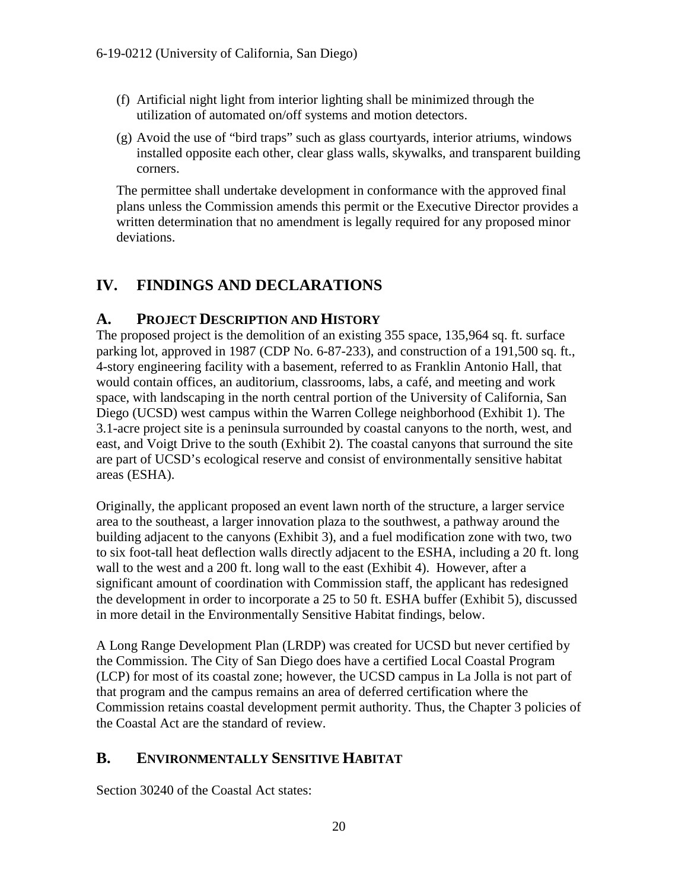(f) Artificial night light from interior lighting shall be minimized through the utilization of automated on/off systems and motion detectors.

(g) Avoid the use of "bird traps" such as glass courtyards, interior atriums, windows installed opposite each other, clear glass walls, skywalks, and transparent building corners.

The permittee shall undertake development in conformance with the approved final plans unless the Commission amends this permit or the Executive Director provides a written determination that no amendment is legally required for any proposed minor deviations.

# IV. FINDINGS AND DECLARATIONS

## A. PROJECT DESCRIPTION AND HISTORY

The proposed project is the demolition of an existing 355 space, 135,964 sq. ft. surface parking lot, approved in 1987 (CDP No. 6-87-233), and construction of a 191,500 sq. ft., 4-story engineering facility with a basement, referred to as Franklin Antonio Hall, that would contain offices, an auditorium, classrooms, labs, a café, and meeting and work space, with landscaping in the north central portion of the University of California, San Diego (UCSD) west campus within the Warren College neighborhood (Exhibit 1). The 3.1-acre project site is a peninsula surrounded by coastal canyons to the north, west, and east, and Voigt Drive to the south (Exhibit 2). The coastal canyons that surround the site are part of UCSD's ecological reserve and consist of environmentally sensitive habitat areas (ESHA).

Originally, the applicant proposed an event lawn north of the structure, a larger service area to the southeast, a larger innovation plaza to the southwest, a pathway around the building adjacent to the canyons (Exhibit 3), and a fuel modification zone with two, two to six foot-tall heat deflection walls directly adjacent to the ESHA, including a 20 ft. long wall to the west and a 200 ft. long wall to the east (Exhibit 4). However, after a significant amount of coordination with Commission staff, the applicant has redesigned the development in order to incorporate a 25 to 50 ft. ESHA buffer (Exhibit 5), discussed in more detail in the Environmentally Sensitive Habitat findings, below.

A Long Range Development Plan (LRDP) was created for UCSD but never certified by the Commission. The City of San Diego does have a certified Local Coastal Program (LCP) for most of its coastal zone; however, the UCSD campus in La Jolla is not part of that program and the campus remains an area of deferred certification where the Commission retains coastal development permit authority. Thus, the Chapter 3 policies of the Coastal Act are the standard of review.

## B. ENVIRONMENTALLY SENSITIVE HABITAT

Section 30240 of the Coastal Act states: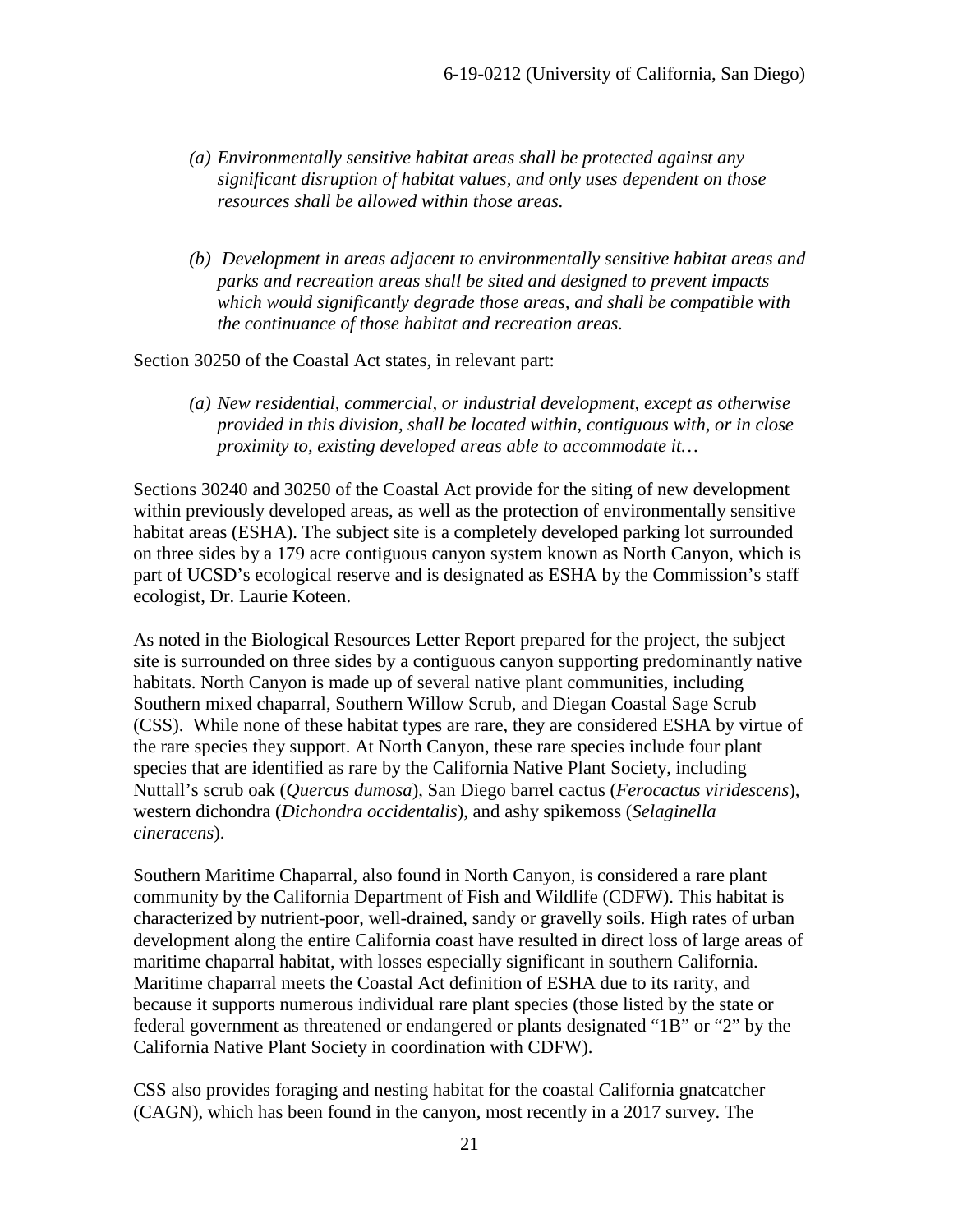> *(a) Environmentally sensitive habitat areas shall be protected against any significant disruption of habitat values, and only uses dependent on those resources shall be allowed within those areas.*
>
> *(b) Development in areas adjacent to environmentally sensitive habitat areas and parks and recreation areas shall be sited and designed to prevent impacts which would significantly degrade those areas, and shall be compatible with the continuance of those habitat and recreation areas.*

Section 30250 of the Coastal Act states, in relevant part:

> *(a) New residential, commercial, or industrial development, except as otherwise provided in this division, shall be located within, contiguous with, or in close proximity to, existing developed areas able to accommodate it…*

Sections 30240 and 30250 of the Coastal Act provide for the siting of new development within previously developed areas, as well as the protection of environmentally sensitive habitat areas (ESHA). The subject site is a completely developed parking lot surrounded on three sides by a 179 acre contiguous canyon system known as North Canyon, which is part of UCSD's ecological reserve and is designated as ESHA by the Commission's staff ecologist, Dr. Laurie Koteen.

As noted in the Biological Resources Letter Report prepared for the project, the subject site is surrounded on three sides by a contiguous canyon supporting predominantly native habitats. North Canyon is made up of several native plant communities, including Southern mixed chaparral, Southern Willow Scrub, and Diegan Coastal Sage Scrub (CSS). While none of these habitat types are rare, they are considered ESHA by virtue of the rare species they support. At North Canyon, these rare species include four plant species that are identified as rare by the California Native Plant Society, including Nuttall's scrub oak (*Quercus dumosa*), San Diego barrel cactus (*Ferocactus viridescens*), western dichondra (*Dichondra occidentalis*), and ashy spikemoss (*Selaginella cineracens*).

Southern Maritime Chaparral, also found in North Canyon, is considered a rare plant community by the California Department of Fish and Wildlife (CDFW). This habitat is characterized by nutrient-poor, well-drained, sandy or gravelly soils. High rates of urban development along the entire California coast have resulted in direct loss of large areas of maritime chaparral habitat, with losses especially significant in southern California. Maritime chaparral meets the Coastal Act definition of ESHA due to its rarity, and because it supports numerous individual rare plant species (those listed by the state or federal government as threatened or endangered or plants designated "1B" or "2" by the California Native Plant Society in coordination with CDFW).

CSS also provides foraging and nesting habitat for the coastal California gnatcatcher (CAGN), which has been found in the canyon, most recently in a 2017 survey. The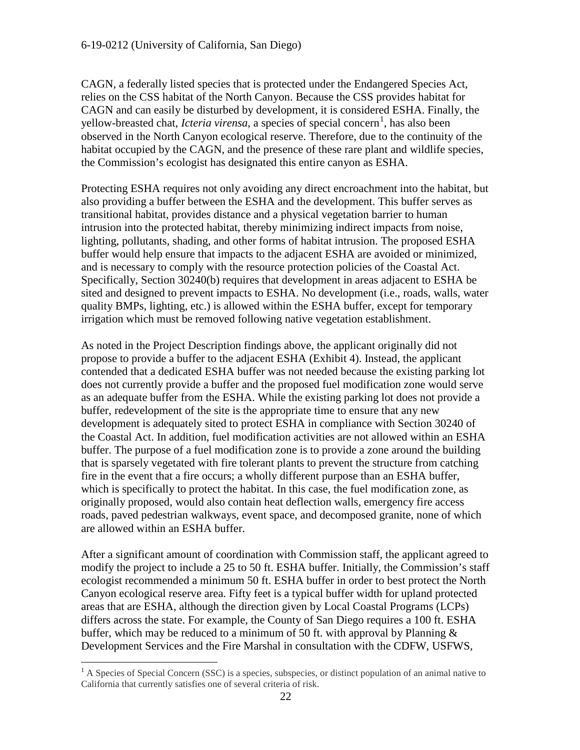CAGN, a federally listed species that is protected under the Endangered Species Act, relies on the CSS habitat of the North Canyon. Because the CSS provides habitat for CAGN and can easily be disturbed by development, it is considered ESHA. Finally, the yellow-breasted chat, *Icteria virensa*, a species of special concern[1], has also been observed in the North Canyon ecological reserve. Therefore, due to the continuity of the habitat occupied by the CAGN, and the presence of these rare plant and wildlife species, the Commission's ecologist has designated this entire canyon as ESHA.

Protecting ESHA requires not only avoiding any direct encroachment into the habitat, but also providing a buffer between the ESHA and the development. This buffer serves as transitional habitat, provides distance and a physical vegetation barrier to human intrusion into the protected habitat, thereby minimizing indirect impacts from noise, lighting, pollutants, shading, and other forms of habitat intrusion. The proposed ESHA buffer would help ensure that impacts to the adjacent ESHA are avoided or minimized, and is necessary to comply with the resource protection policies of the Coastal Act. Specifically, Section 30240(b) requires that development in areas adjacent to ESHA be sited and designed to prevent impacts to ESHA. No development (i.e., roads, walls, water quality BMPs, lighting, etc.) is allowed within the ESHA buffer, except for temporary irrigation which must be removed following native vegetation establishment.

As noted in the Project Description findings above, the applicant originally did not propose to provide a buffer to the adjacent ESHA (Exhibit 4). Instead, the applicant contended that a dedicated ESHA buffer was not needed because the existing parking lot does not currently provide a buffer and the proposed fuel modification zone would serve as an adequate buffer from the ESHA. While the existing parking lot does not provide a buffer, redevelopment of the site is the appropriate time to ensure that any new development is adequately sited to protect ESHA in compliance with Section 30240 of the Coastal Act. In addition, fuel modification activities are not allowed within an ESHA buffer. The purpose of a fuel modification zone is to provide a zone around the building that is sparsely vegetated with fire tolerant plants to prevent the structure from catching fire in the event that a fire occurs; a wholly different purpose than an ESHA buffer, which is specifically to protect the habitat. In this case, the fuel modification zone, as originally proposed, would also contain heat deflection walls, emergency fire access roads, paved pedestrian walkways, event space, and decomposed granite, none of which are allowed within an ESHA buffer.

After a significant amount of coordination with Commission staff, the applicant agreed to modify the project to include a 25 to 50 ft. ESHA buffer. Initially, the Commission's staff ecologist recommended a minimum 50 ft. ESHA buffer in order to best protect the North Canyon ecological reserve area. Fifty feet is a typical buffer width for upland protected areas that are ESHA, although the direction given by Local Coastal Programs (LCPs) differs across the state. For example, the County of San Diego requires a 100 ft. ESHA buffer, which may be reduced to a minimum of 50 ft. with approval by Planning & Development Services and the Fire Marshal in consultation with the CDFW, USFWS,

[1] A Species of Special Concern (SSC) is a species, subspecies, or distinct population of an animal native to California that currently satisfies one of several criteria of risk.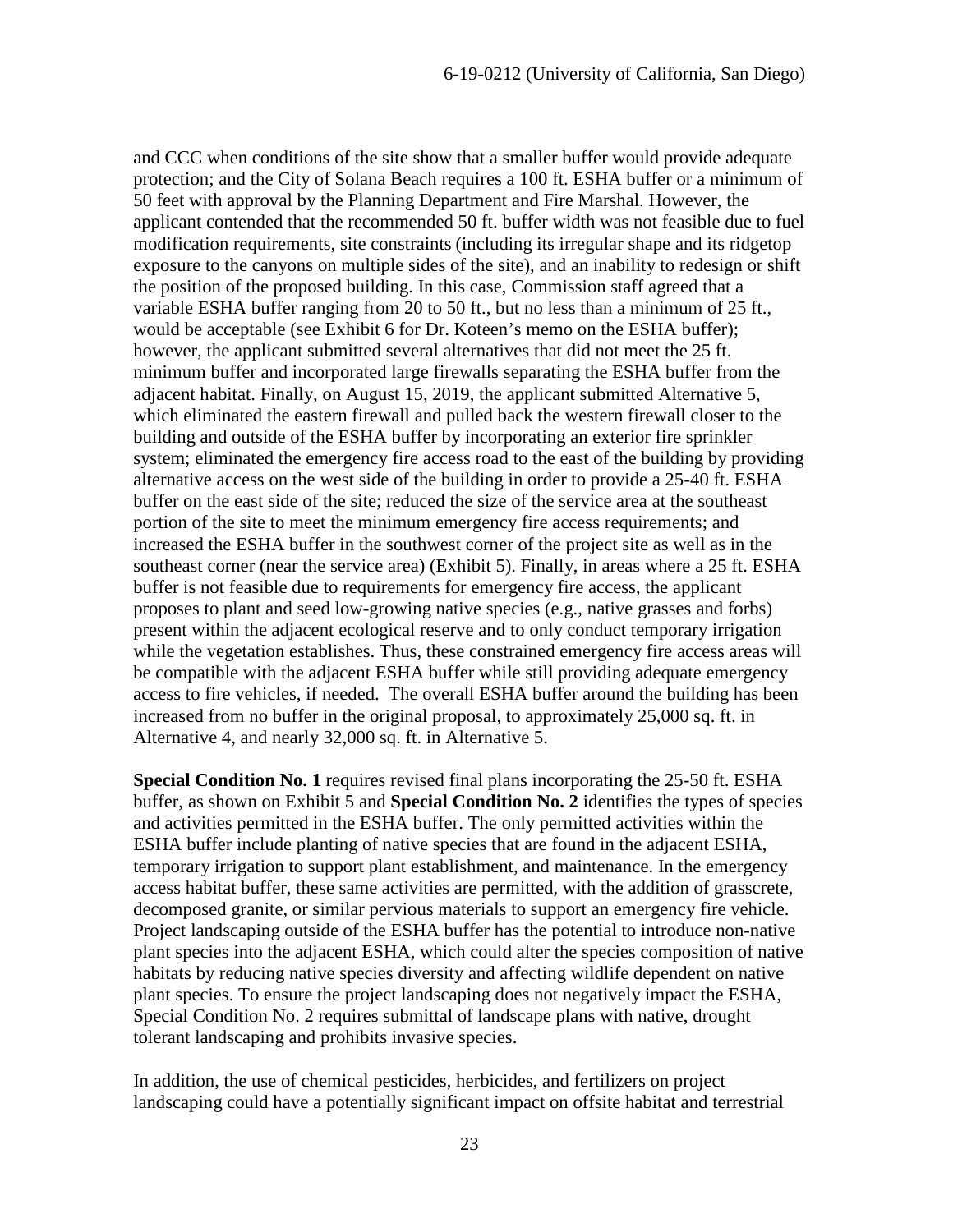and CCC when conditions of the site show that a smaller buffer would provide adequate protection; and the City of Solana Beach requires a 100 ft. ESHA buffer or a minimum of 50 feet with approval by the Planning Department and Fire Marshal. However, the applicant contended that the recommended 50 ft. buffer width was not feasible due to fuel modification requirements, site constraints (including its irregular shape and its ridgetop exposure to the canyons on multiple sides of the site), and an inability to redesign or shift the position of the proposed building. In this case, Commission staff agreed that a variable ESHA buffer ranging from 20 to 50 ft., but no less than a minimum of 25 ft., would be acceptable (see Exhibit 6 for Dr. Koteen's memo on the ESHA buffer); however, the applicant submitted several alternatives that did not meet the 25 ft. minimum buffer and incorporated large firewalls separating the ESHA buffer from the adjacent habitat. Finally, on August 15, 2019, the applicant submitted Alternative 5, which eliminated the eastern firewall and pulled back the western firewall closer to the building and outside of the ESHA buffer by incorporating an exterior fire sprinkler system; eliminated the emergency fire access road to the east of the building by providing alternative access on the west side of the building in order to provide a 25-40 ft. ESHA buffer on the east side of the site; reduced the size of the service area at the southeast portion of the site to meet the minimum emergency fire access requirements; and increased the ESHA buffer in the southwest corner of the project site as well as in the southeast corner (near the service area) (Exhibit 5). Finally, in areas where a 25 ft. ESHA buffer is not feasible due to requirements for emergency fire access, the applicant proposes to plant and seed low-growing native species (e.g., native grasses and forbs) present within the adjacent ecological reserve and to only conduct temporary irrigation while the vegetation establishes. Thus, these constrained emergency fire access areas will be compatible with the adjacent ESHA buffer while still providing adequate emergency access to fire vehicles, if needed. The overall ESHA buffer around the building has been increased from no buffer in the original proposal, to approximately 25,000 sq. ft. in Alternative 4, and nearly 32,000 sq. ft. in Alternative 5.

**Special Condition No. 1** requires revised final plans incorporating the 25-50 ft. ESHA buffer, as shown on Exhibit 5 and **Special Condition No. 2** identifies the types of species and activities permitted in the ESHA buffer. The only permitted activities within the ESHA buffer include planting of native species that are found in the adjacent ESHA, temporary irrigation to support plant establishment, and maintenance. In the emergency access habitat buffer, these same activities are permitted, with the addition of grasscrete, decomposed granite, or similar pervious materials to support an emergency fire vehicle. Project landscaping outside of the ESHA buffer has the potential to introduce non-native plant species into the adjacent ESHA, which could alter the species composition of native habitats by reducing native species diversity and affecting wildlife dependent on native plant species. To ensure the project landscaping does not negatively impact the ESHA, Special Condition No. 2 requires submittal of landscape plans with native, drought tolerant landscaping and prohibits invasive species.

In addition, the use of chemical pesticides, herbicides, and fertilizers on project landscaping could have a potentially significant impact on offsite habitat and terrestrial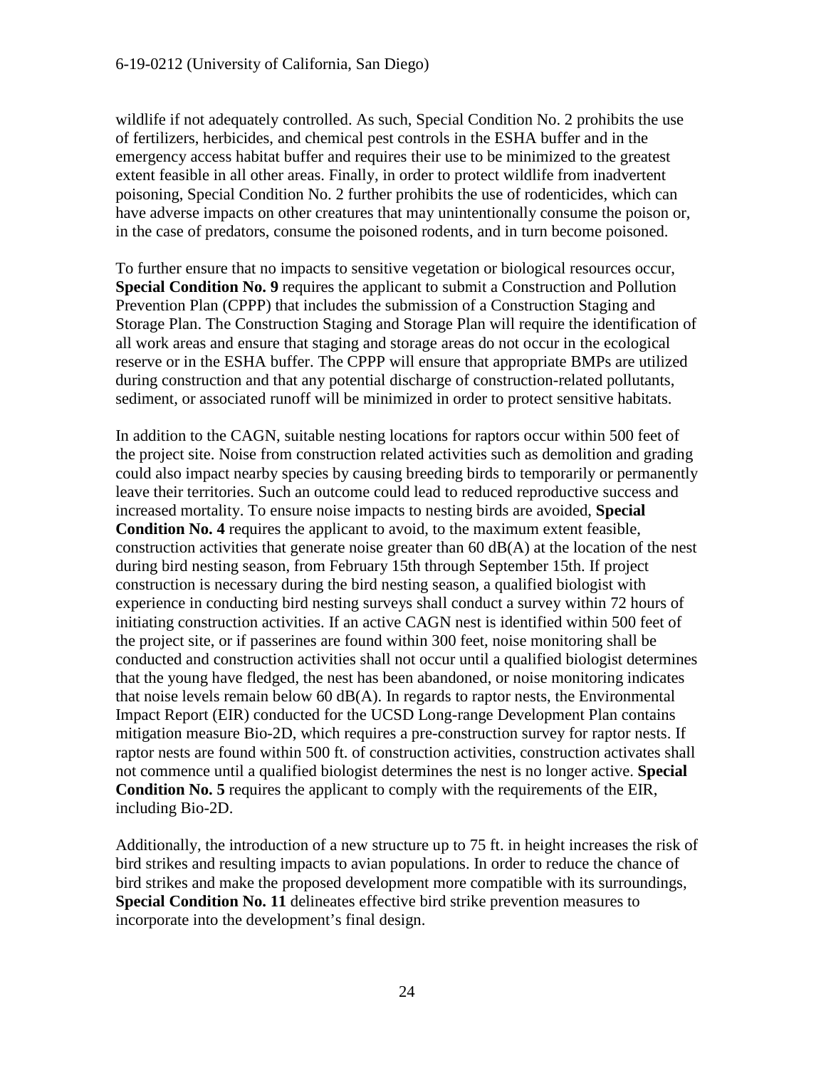wildlife if not adequately controlled. As such, Special Condition No. 2 prohibits the use of fertilizers, herbicides, and chemical pest controls in the ESHA buffer and in the emergency access habitat buffer and requires their use to be minimized to the greatest extent feasible in all other areas. Finally, in order to protect wildlife from inadvertent poisoning, Special Condition No. 2 further prohibits the use of rodenticides, which can have adverse impacts on other creatures that may unintentionally consume the poison or, in the case of predators, consume the poisoned rodents, and in turn become poisoned.

To further ensure that no impacts to sensitive vegetation or biological resources occur, **Special Condition No. 9** requires the applicant to submit a Construction and Pollution Prevention Plan (CPPP) that includes the submission of a Construction Staging and Storage Plan. The Construction Staging and Storage Plan will require the identification of all work areas and ensure that staging and storage areas do not occur in the ecological reserve or in the ESHA buffer. The CPPP will ensure that appropriate BMPs are utilized during construction and that any potential discharge of construction-related pollutants, sediment, or associated runoff will be minimized in order to protect sensitive habitats.

In addition to the CAGN, suitable nesting locations for raptors occur within 500 feet of the project site. Noise from construction related activities such as demolition and grading could also impact nearby species by causing breeding birds to temporarily or permanently leave their territories. Such an outcome could lead to reduced reproductive success and increased mortality. To ensure noise impacts to nesting birds are avoided, **Special Condition No. 4** requires the applicant to avoid, to the maximum extent feasible, construction activities that generate noise greater than 60 dB(A) at the location of the nest during bird nesting season, from February 15th through September 15th. If project construction is necessary during the bird nesting season, a qualified biologist with experience in conducting bird nesting surveys shall conduct a survey within 72 hours of initiating construction activities. If an active CAGN nest is identified within 500 feet of the project site, or if passerines are found within 300 feet, noise monitoring shall be conducted and construction activities shall not occur until a qualified biologist determines that the young have fledged, the nest has been abandoned, or noise monitoring indicates that noise levels remain below 60 dB(A). In regards to raptor nests, the Environmental Impact Report (EIR) conducted for the UCSD Long-range Development Plan contains mitigation measure Bio-2D, which requires a pre-construction survey for raptor nests. If raptor nests are found within 500 ft. of construction activities, construction activates shall not commence until a qualified biologist determines the nest is no longer active. **Special Condition No. 5** requires the applicant to comply with the requirements of the EIR, including Bio-2D.

Additionally, the introduction of a new structure up to 75 ft. in height increases the risk of bird strikes and resulting impacts to avian populations. In order to reduce the chance of bird strikes and make the proposed development more compatible with its surroundings, **Special Condition No. 11** delineates effective bird strike prevention measures to incorporate into the development's final design.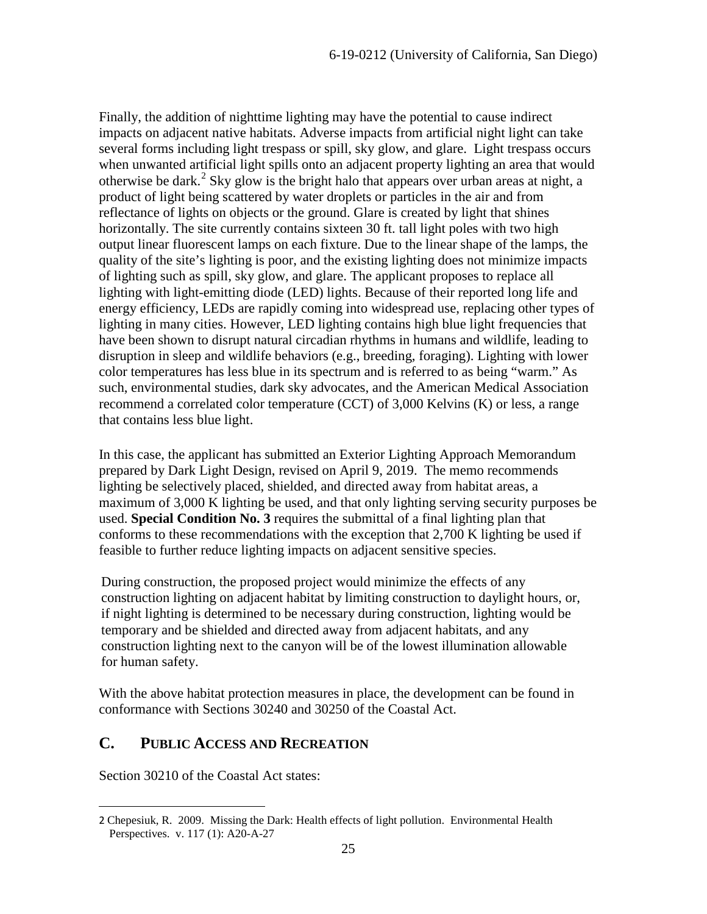Finally, the addition of nighttime lighting may have the potential to cause indirect impacts on adjacent native habitats. Adverse impacts from artificial night light can take several forms including light trespass or spill, sky glow, and glare. Light trespass occurs when unwanted artificial light spills onto an adjacent property lighting an area that would otherwise be dark.[2] Sky glow is the bright halo that appears over urban areas at night, a product of light being scattered by water droplets or particles in the air and from reflectance of lights on objects or the ground. Glare is created by light that shines horizontally. The site currently contains sixteen 30 ft. tall light poles with two high output linear fluorescent lamps on each fixture. Due to the linear shape of the lamps, the quality of the site's lighting is poor, and the existing lighting does not minimize impacts of lighting such as spill, sky glow, and glare. The applicant proposes to replace all lighting with light-emitting diode (LED) lights. Because of their reported long life and energy efficiency, LEDs are rapidly coming into widespread use, replacing other types of lighting in many cities. However, LED lighting contains high blue light frequencies that have been shown to disrupt natural circadian rhythms in humans and wildlife, leading to disruption in sleep and wildlife behaviors (e.g., breeding, foraging). Lighting with lower color temperatures has less blue in its spectrum and is referred to as being "warm." As such, environmental studies, dark sky advocates, and the American Medical Association recommend a correlated color temperature (CCT) of 3,000 Kelvins (K) or less, a range that contains less blue light.

In this case, the applicant has submitted an Exterior Lighting Approach Memorandum prepared by Dark Light Design, revised on April 9, 2019. The memo recommends lighting be selectively placed, shielded, and directed away from habitat areas, a maximum of 3,000 K lighting be used, and that only lighting serving security purposes be used. **Special Condition No. 3** requires the submittal of a final lighting plan that conforms to these recommendations with the exception that 2,700 K lighting be used if feasible to further reduce lighting impacts on adjacent sensitive species.

During construction, the proposed project would minimize the effects of any construction lighting on adjacent habitat by limiting construction to daylight hours, or, if night lighting is determined to be necessary during construction, lighting would be temporary and be shielded and directed away from adjacent habitats, and any construction lighting next to the canyon will be of the lowest illumination allowable for human safety.

With the above habitat protection measures in place, the development can be found in conformance with Sections 30240 and 30250 of the Coastal Act.

## C. PUBLIC ACCESS AND RECREATION

Section 30210 of the Coastal Act states:

---

2 Chepesiuk, R. 2009. Missing the Dark: Health effects of light pollution. Environmental Health Perspectives. v. 117 (1): A20-A-27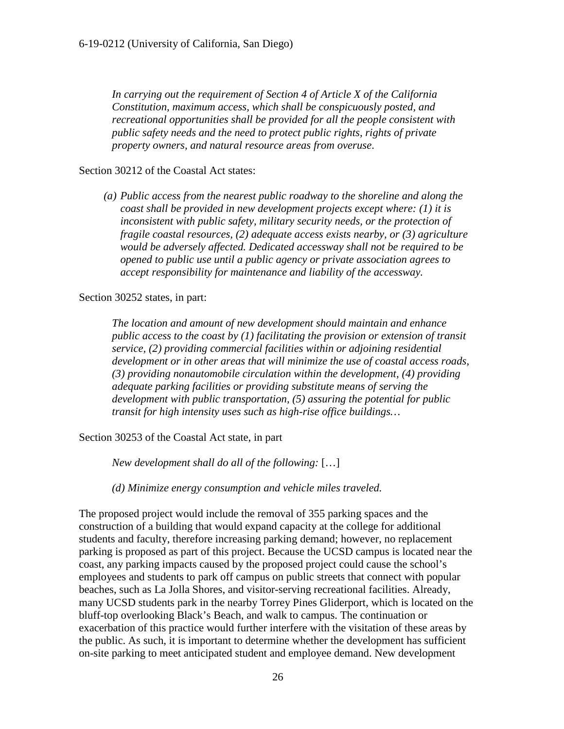*In carrying out the requirement of Section 4 of Article X of the California Constitution, maximum access, which shall be conspicuously posted, and recreational opportunities shall be provided for all the people consistent with public safety needs and the need to protect public rights, rights of private property owners, and natural resource areas from overuse.*

Section 30212 of the Coastal Act states:

> *(a) Public access from the nearest public roadway to the shoreline and along the coast shall be provided in new development projects except where: (1) it is inconsistent with public safety, military security needs, or the protection of fragile coastal resources, (2) adequate access exists nearby, or (3) agriculture would be adversely affected. Dedicated accessway shall not be required to be opened to public use until a public agency or private association agrees to accept responsibility for maintenance and liability of the accessway.*

Section 30252 states, in part:

> *The location and amount of new development should maintain and enhance public access to the coast by (1) facilitating the provision or extension of transit service, (2) providing commercial facilities within or adjoining residential development or in other areas that will minimize the use of coastal access roads, (3) providing nonautomobile circulation within the development, (4) providing adequate parking facilities or providing substitute means of serving the development with public transportation, (5) assuring the potential for public transit for high intensity uses such as high-rise office buildings…*

Section 30253 of the Coastal Act state, in part

> *New development shall do all of the following:* […]
>
> *(d) Minimize energy consumption and vehicle miles traveled.*

The proposed project would include the removal of 355 parking spaces and the construction of a building that would expand capacity at the college for additional students and faculty, therefore increasing parking demand; however, no replacement parking is proposed as part of this project. Because the UCSD campus is located near the coast, any parking impacts caused by the proposed project could cause the school's employees and students to park off campus on public streets that connect with popular beaches, such as La Jolla Shores, and visitor-serving recreational facilities. Already, many UCSD students park in the nearby Torrey Pines Gliderport, which is located on the bluff-top overlooking Black's Beach, and walk to campus. The continuation or exacerbation of this practice would further interfere with the visitation of these areas by the public. As such, it is important to determine whether the development has sufficient on-site parking to meet anticipated student and employee demand. New development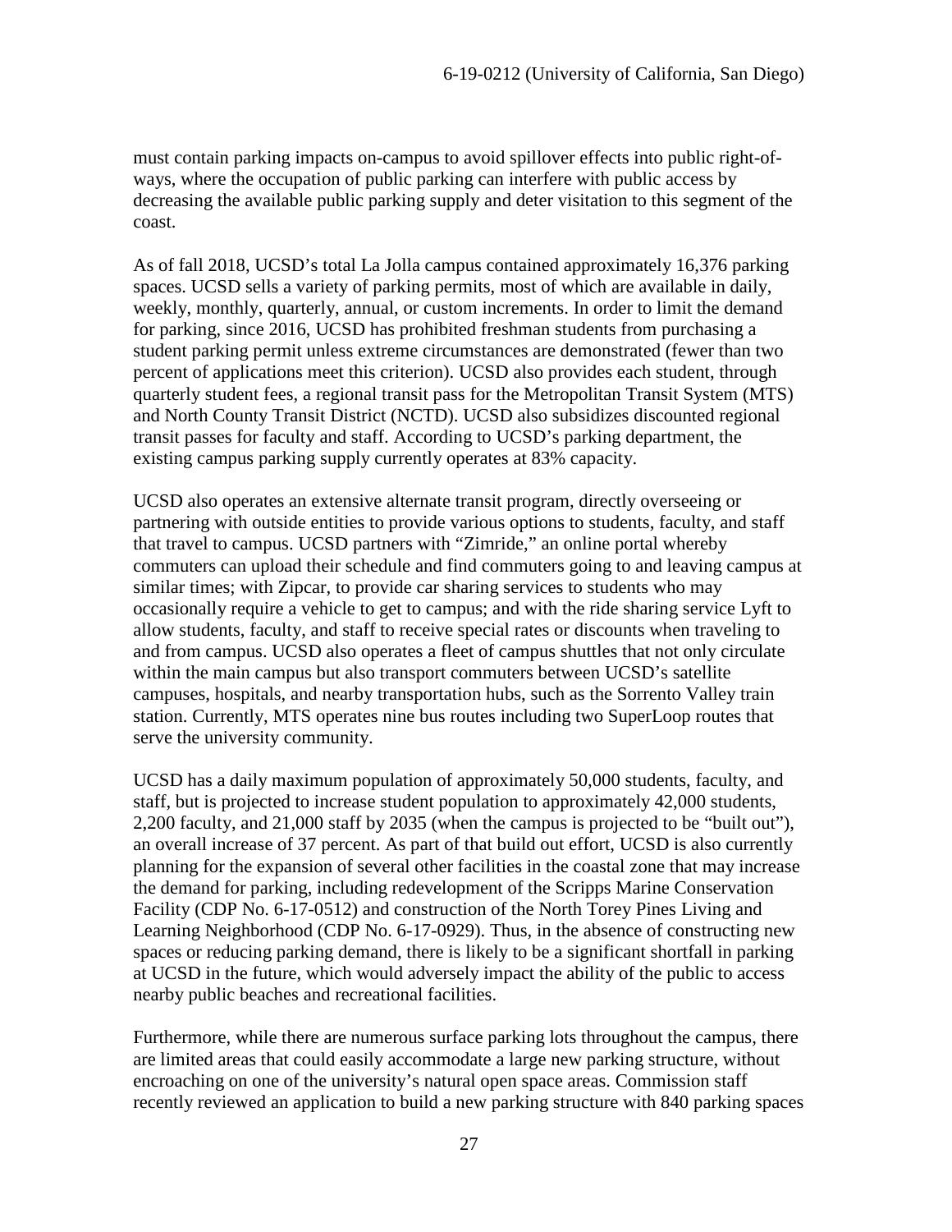must contain parking impacts on-campus to avoid spillover effects into public right-of-ways, where the occupation of public parking can interfere with public access by decreasing the available public parking supply and deter visitation to this segment of the coast.

As of fall 2018, UCSD's total La Jolla campus contained approximately 16,376 parking spaces. UCSD sells a variety of parking permits, most of which are available in daily, weekly, monthly, quarterly, annual, or custom increments. In order to limit the demand for parking, since 2016, UCSD has prohibited freshman students from purchasing a student parking permit unless extreme circumstances are demonstrated (fewer than two percent of applications meet this criterion). UCSD also provides each student, through quarterly student fees, a regional transit pass for the Metropolitan Transit System (MTS) and North County Transit District (NCTD). UCSD also subsidizes discounted regional transit passes for faculty and staff. According to UCSD's parking department, the existing campus parking supply currently operates at 83% capacity.

UCSD also operates an extensive alternate transit program, directly overseeing or partnering with outside entities to provide various options to students, faculty, and staff that travel to campus. UCSD partners with "Zimride," an online portal whereby commuters can upload their schedule and find commuters going to and leaving campus at similar times; with Zipcar, to provide car sharing services to students who may occasionally require a vehicle to get to campus; and with the ride sharing service Lyft to allow students, faculty, and staff to receive special rates or discounts when traveling to and from campus. UCSD also operates a fleet of campus shuttles that not only circulate within the main campus but also transport commuters between UCSD's satellite campuses, hospitals, and nearby transportation hubs, such as the Sorrento Valley train station. Currently, MTS operates nine bus routes including two SuperLoop routes that serve the university community.

UCSD has a daily maximum population of approximately 50,000 students, faculty, and staff, but is projected to increase student population to approximately 42,000 students, 2,200 faculty, and 21,000 staff by 2035 (when the campus is projected to be "built out"), an overall increase of 37 percent. As part of that build out effort, UCSD is also currently planning for the expansion of several other facilities in the coastal zone that may increase the demand for parking, including redevelopment of the Scripps Marine Conservation Facility (CDP No. 6-17-0512) and construction of the North Torey Pines Living and Learning Neighborhood (CDP No. 6-17-0929). Thus, in the absence of constructing new spaces or reducing parking demand, there is likely to be a significant shortfall in parking at UCSD in the future, which would adversely impact the ability of the public to access nearby public beaches and recreational facilities.

Furthermore, while there are numerous surface parking lots throughout the campus, there are limited areas that could easily accommodate a large new parking structure, without encroaching on one of the university's natural open space areas. Commission staff recently reviewed an application to build a new parking structure with 840 parking spaces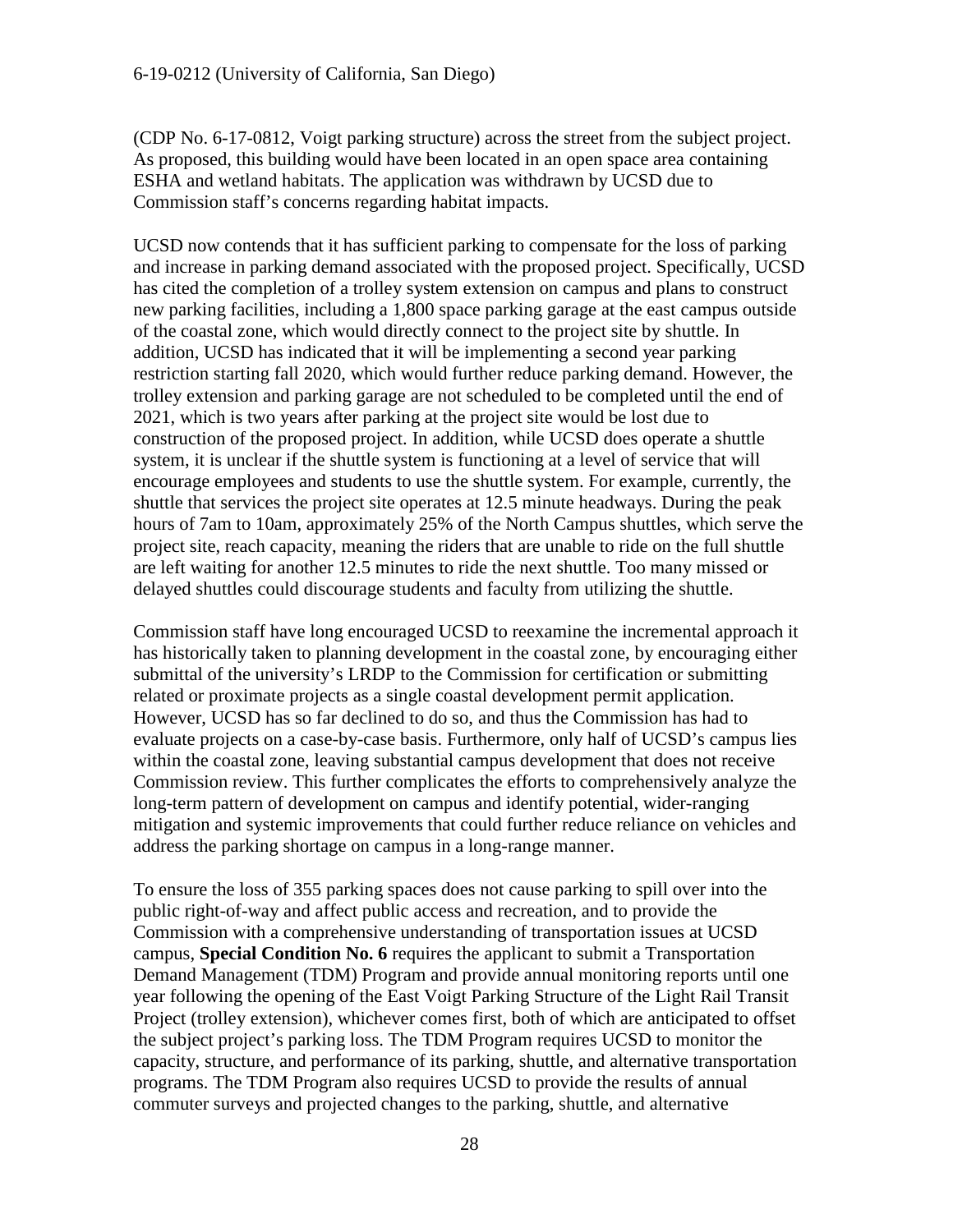(CDP No. 6-17-0812, Voigt parking structure) across the street from the subject project. As proposed, this building would have been located in an open space area containing ESHA and wetland habitats. The application was withdrawn by UCSD due to Commission staff's concerns regarding habitat impacts.

UCSD now contends that it has sufficient parking to compensate for the loss of parking and increase in parking demand associated with the proposed project. Specifically, UCSD has cited the completion of a trolley system extension on campus and plans to construct new parking facilities, including a 1,800 space parking garage at the east campus outside of the coastal zone, which would directly connect to the project site by shuttle. In addition, UCSD has indicated that it will be implementing a second year parking restriction starting fall 2020, which would further reduce parking demand. However, the trolley extension and parking garage are not scheduled to be completed until the end of 2021, which is two years after parking at the project site would be lost due to construction of the proposed project. In addition, while UCSD does operate a shuttle system, it is unclear if the shuttle system is functioning at a level of service that will encourage employees and students to use the shuttle system. For example, currently, the shuttle that services the project site operates at 12.5 minute headways. During the peak hours of 7am to 10am, approximately 25% of the North Campus shuttles, which serve the project site, reach capacity, meaning the riders that are unable to ride on the full shuttle are left waiting for another 12.5 minutes to ride the next shuttle. Too many missed or delayed shuttles could discourage students and faculty from utilizing the shuttle.

Commission staff have long encouraged UCSD to reexamine the incremental approach it has historically taken to planning development in the coastal zone, by encouraging either submittal of the university's LRDP to the Commission for certification or submitting related or proximate projects as a single coastal development permit application. However, UCSD has so far declined to do so, and thus the Commission has had to evaluate projects on a case-by-case basis. Furthermore, only half of UCSD's campus lies within the coastal zone, leaving substantial campus development that does not receive Commission review. This further complicates the efforts to comprehensively analyze the long-term pattern of development on campus and identify potential, wider-ranging mitigation and systemic improvements that could further reduce reliance on vehicles and address the parking shortage on campus in a long-range manner.

To ensure the loss of 355 parking spaces does not cause parking to spill over into the public right-of-way and affect public access and recreation, and to provide the Commission with a comprehensive understanding of transportation issues at UCSD campus, **Special Condition No. 6** requires the applicant to submit a Transportation Demand Management (TDM) Program and provide annual monitoring reports until one year following the opening of the East Voigt Parking Structure of the Light Rail Transit Project (trolley extension), whichever comes first, both of which are anticipated to offset the subject project's parking loss. The TDM Program requires UCSD to monitor the capacity, structure, and performance of its parking, shuttle, and alternative transportation programs. The TDM Program also requires UCSD to provide the results of annual commuter surveys and projected changes to the parking, shuttle, and alternative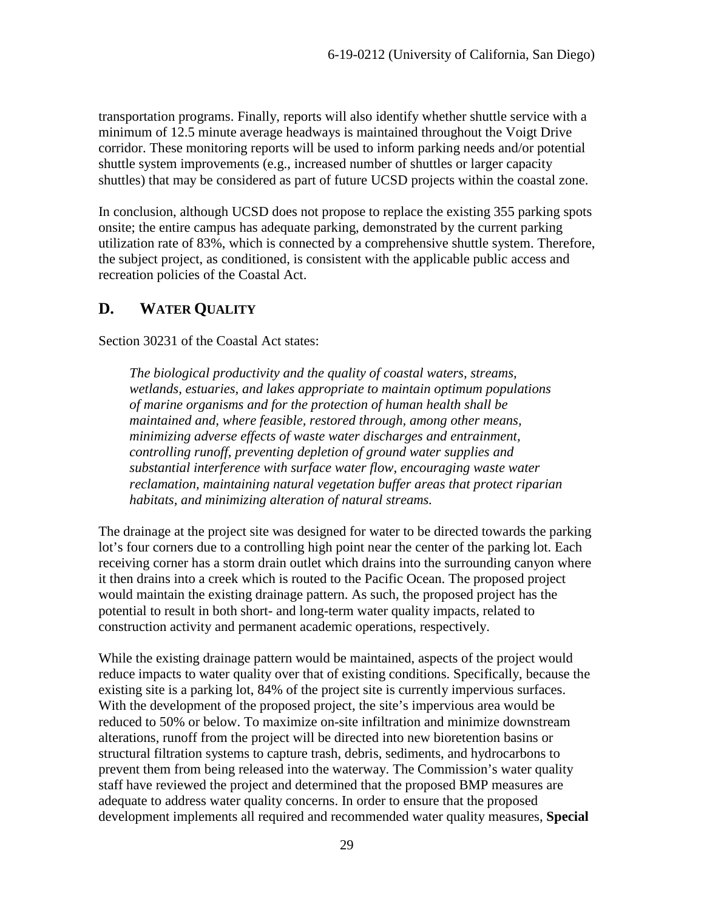transportation programs. Finally, reports will also identify whether shuttle service with a minimum of 12.5 minute average headways is maintained throughout the Voigt Drive corridor. These monitoring reports will be used to inform parking needs and/or potential shuttle system improvements (e.g., increased number of shuttles or larger capacity shuttles) that may be considered as part of future UCSD projects within the coastal zone.

In conclusion, although UCSD does not propose to replace the existing 355 parking spots onsite; the entire campus has adequate parking, demonstrated by the current parking utilization rate of 83%, which is connected by a comprehensive shuttle system. Therefore, the subject project, as conditioned, is consistent with the applicable public access and recreation policies of the Coastal Act.

## D. WATER QUALITY

Section 30231 of the Coastal Act states:

> *The biological productivity and the quality of coastal waters, streams, wetlands, estuaries, and lakes appropriate to maintain optimum populations of marine organisms and for the protection of human health shall be maintained and, where feasible, restored through, among other means, minimizing adverse effects of waste water discharges and entrainment, controlling runoff, preventing depletion of ground water supplies and substantial interference with surface water flow, encouraging waste water reclamation, maintaining natural vegetation buffer areas that protect riparian habitats, and minimizing alteration of natural streams.*

The drainage at the project site was designed for water to be directed towards the parking lot's four corners due to a controlling high point near the center of the parking lot. Each receiving corner has a storm drain outlet which drains into the surrounding canyon where it then drains into a creek which is routed to the Pacific Ocean. The proposed project would maintain the existing drainage pattern. As such, the proposed project has the potential to result in both short- and long-term water quality impacts, related to construction activity and permanent academic operations, respectively.

While the existing drainage pattern would be maintained, aspects of the project would reduce impacts to water quality over that of existing conditions. Specifically, because the existing site is a parking lot, 84% of the project site is currently impervious surfaces. With the development of the proposed project, the site's impervious area would be reduced to 50% or below. To maximize on-site infiltration and minimize downstream alterations, runoff from the project will be directed into new bioretention basins or structural filtration systems to capture trash, debris, sediments, and hydrocarbons to prevent them from being released into the waterway. The Commission's water quality staff have reviewed the project and determined that the proposed BMP measures are adequate to address water quality concerns. In order to ensure that the proposed development implements all required and recommended water quality measures, **Special**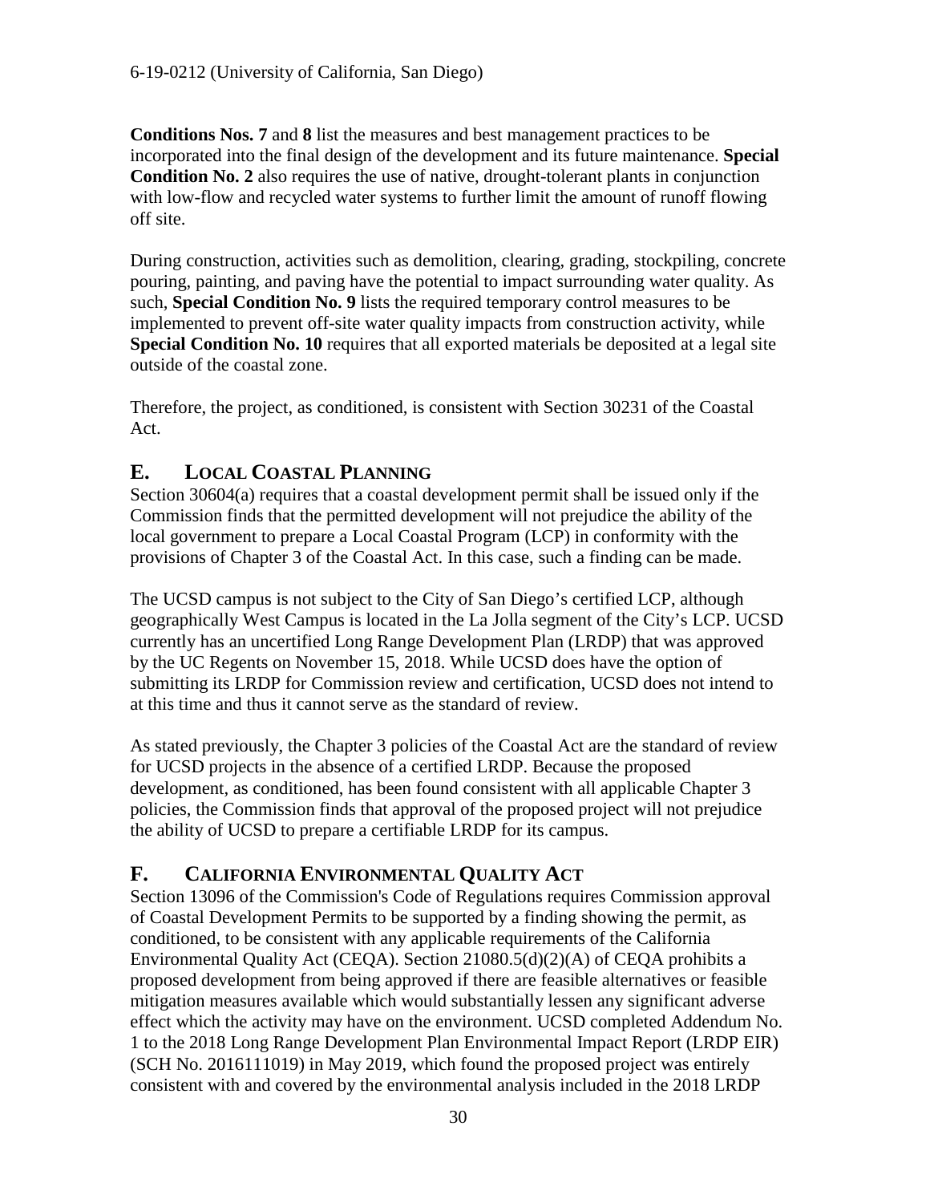**Conditions Nos. 7** and **8** list the measures and best management practices to be incorporated into the final design of the development and its future maintenance. **Special Condition No. 2** also requires the use of native, drought-tolerant plants in conjunction with low-flow and recycled water systems to further limit the amount of runoff flowing off site.

During construction, activities such as demolition, clearing, grading, stockpiling, concrete pouring, painting, and paving have the potential to impact surrounding water quality. As such, **Special Condition No. 9** lists the required temporary control measures to be implemented to prevent off-site water quality impacts from construction activity, while **Special Condition No. 10** requires that all exported materials be deposited at a legal site outside of the coastal zone.

Therefore, the project, as conditioned, is consistent with Section 30231 of the Coastal Act.

## E. Local Coastal Planning

Section 30604(a) requires that a coastal development permit shall be issued only if the Commission finds that the permitted development will not prejudice the ability of the local government to prepare a Local Coastal Program (LCP) in conformity with the provisions of Chapter 3 of the Coastal Act. In this case, such a finding can be made.

The UCSD campus is not subject to the City of San Diego's certified LCP, although geographically West Campus is located in the La Jolla segment of the City's LCP. UCSD currently has an uncertified Long Range Development Plan (LRDP) that was approved by the UC Regents on November 15, 2018. While UCSD does have the option of submitting its LRDP for Commission review and certification, UCSD does not intend to at this time and thus it cannot serve as the standard of review.

As stated previously, the Chapter 3 policies of the Coastal Act are the standard of review for UCSD projects in the absence of a certified LRDP. Because the proposed development, as conditioned, has been found consistent with all applicable Chapter 3 policies, the Commission finds that approval of the proposed project will not prejudice the ability of UCSD to prepare a certifiable LRDP for its campus.

## F. California Environmental Quality Act

Section 13096 of the Commission's Code of Regulations requires Commission approval of Coastal Development Permits to be supported by a finding showing the permit, as conditioned, to be consistent with any applicable requirements of the California Environmental Quality Act (CEQA). Section 21080.5(d)(2)(A) of CEQA prohibits a proposed development from being approved if there are feasible alternatives or feasible mitigation measures available which would substantially lessen any significant adverse effect which the activity may have on the environment. UCSD completed Addendum No. 1 to the 2018 Long Range Development Plan Environmental Impact Report (LRDP EIR) (SCH No. 2016111019) in May 2019, which found the proposed project was entirely consistent with and covered by the environmental analysis included in the 2018 LRDP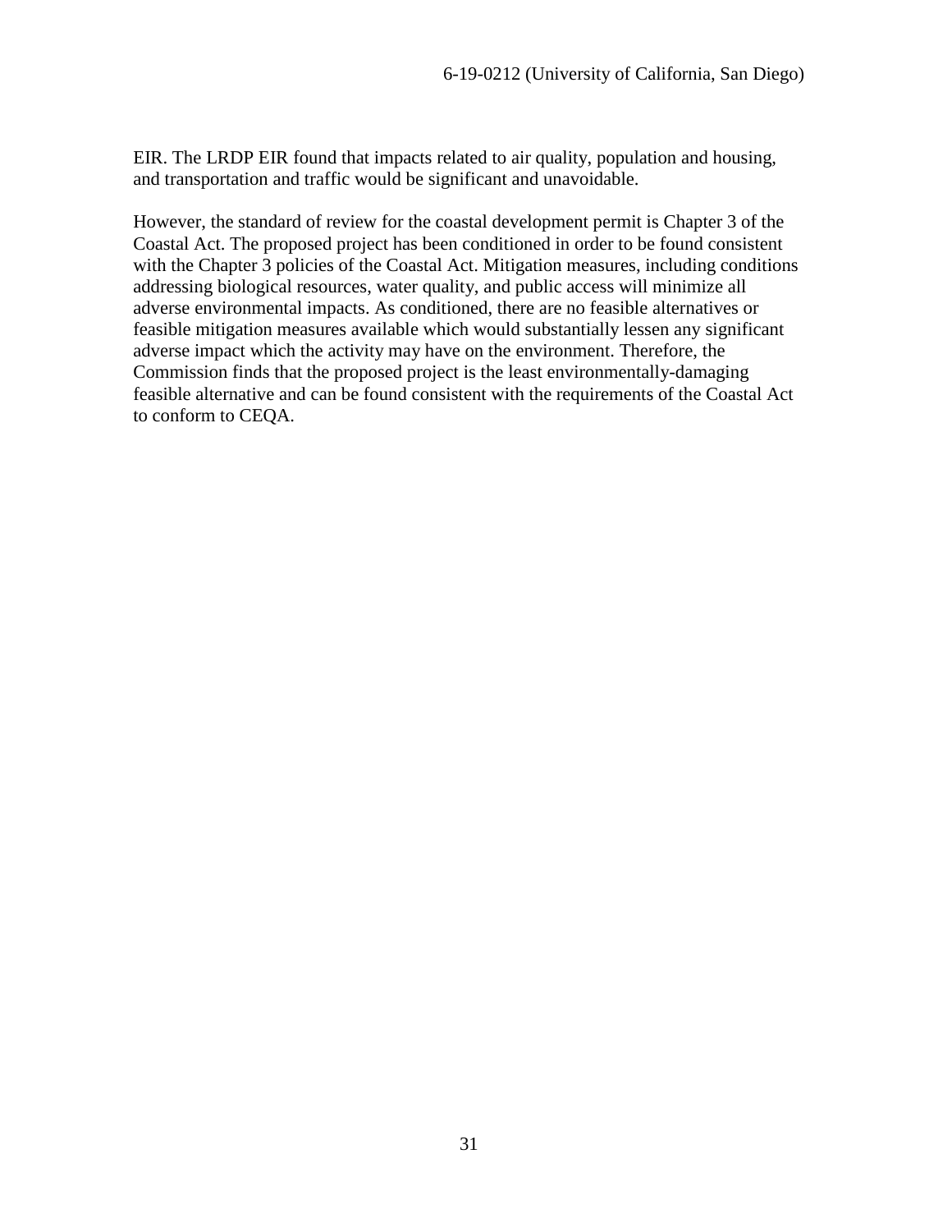EIR. The LRDP EIR found that impacts related to air quality, population and housing, and transportation and traffic would be significant and unavoidable.

However, the standard of review for the coastal development permit is Chapter 3 of the Coastal Act. The proposed project has been conditioned in order to be found consistent with the Chapter 3 policies of the Coastal Act. Mitigation measures, including conditions addressing biological resources, water quality, and public access will minimize all adverse environmental impacts. As conditioned, there are no feasible alternatives or feasible mitigation measures available which would substantially lessen any significant adverse impact which the activity may have on the environment. Therefore, the Commission finds that the proposed project is the least environmentally-damaging feasible alternative and can be found consistent with the requirements of the Coastal Act to conform to CEQA.